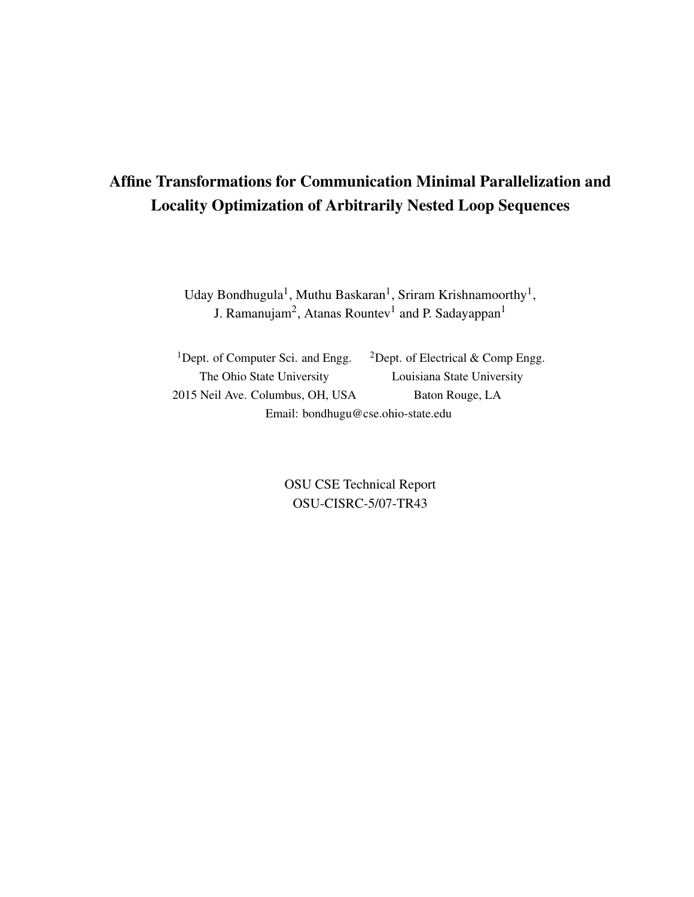# Affine Transformations for Communication Minimal Parallelization and Locality Optimization of Arbitrarily Nested Loop Sequences

Uday Bondhugula[1], Muthu Baskaran[1], Sriram Krishnamoorthy[1],
J. Ramanujam[2], Atanas Rountev[1] and P. Sadayappan[1]

[1]Dept. of Computer Sci. and Engg.
The Ohio State University
2015 Neil Ave. Columbus, OH, USA

[2]Dept. of Electrical & Comp Engg.
Louisiana State University
Baton Rouge, LA

Email: bondhugu@cse.ohio-state.edu

OSU CSE Technical Report
OSU-CISRC-5/07-TR43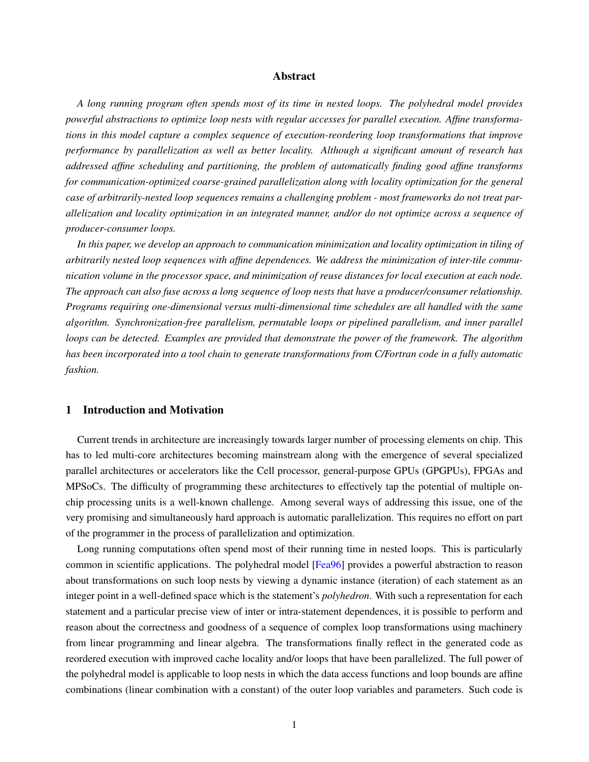## Abstract

*A long running program often spends most of its time in nested loops. The polyhedral model provides powerful abstractions to optimize loop nests with regular accesses for parallel execution. Affine transformations in this model capture a complex sequence of execution-reordering loop transformations that improve performance by parallelization as well as better locality. Although a significant amount of research has addressed affine scheduling and partitioning, the problem of automatically finding good affine transforms for communication-optimized coarse-grained parallelization along with locality optimization for the general case of arbitrarily-nested loop sequences remains a challenging problem - most frameworks do not treat parallelization and locality optimization in an integrated manner, and/or do not optimize across a sequence of producer-consumer loops.*

*In this paper, we develop an approach to communication minimization and locality optimization in tiling of arbitrarily nested loop sequences with affine dependences. We address the minimization of inter-tile communication volume in the processor space, and minimization of reuse distances for local execution at each node. The approach can also fuse across a long sequence of loop nests that have a producer/consumer relationship. Programs requiring one-dimensional versus multi-dimensional time schedules are all handled with the same algorithm. Synchronization-free parallelism, permutable loops or pipelined parallelism, and inner parallel loops can be detected. Examples are provided that demonstrate the power of the framework. The algorithm has been incorporated into a tool chain to generate transformations from C/Fortran code in a fully automatic fashion.*

## 1 Introduction and Motivation

Current trends in architecture are increasingly towards larger number of processing elements on chip. This has to led multi-core architectures becoming mainstream along with the emergence of several specialized parallel architectures or accelerators like the Cell processor, general-purpose GPUs (GPGPUs), FPGAs and MPSoCs. The difficulty of programming these architectures to effectively tap the potential of multiple on-chip processing units is a well-known challenge. Among several ways of addressing this issue, one of the very promising and simultaneously hard approach is automatic parallelization. This requires no effort on part of the programmer in the process of parallelization and optimization.

Long running computations often spend most of their running time in nested loops. This is particularly common in scientific applications. The polyhedral model [Fea96] provides a powerful abstraction to reason about transformations on such loop nests by viewing a dynamic instance (iteration) of each statement as an integer point in a well-defined space which is the statement's *polyhedron*. With such a representation for each statement and a particular precise view of inter or intra-statement dependences, it is possible to perform and reason about the correctness and goodness of a sequence of complex loop transformations using machinery from linear programming and linear algebra. The transformations finally reflect in the generated code as reordered execution with improved cache locality and/or loops that have been parallelized. The full power of the polyhedral model is applicable to loop nests in which the data access functions and loop bounds are affine combinations (linear combination with a constant) of the outer loop variables and parameters. Such code is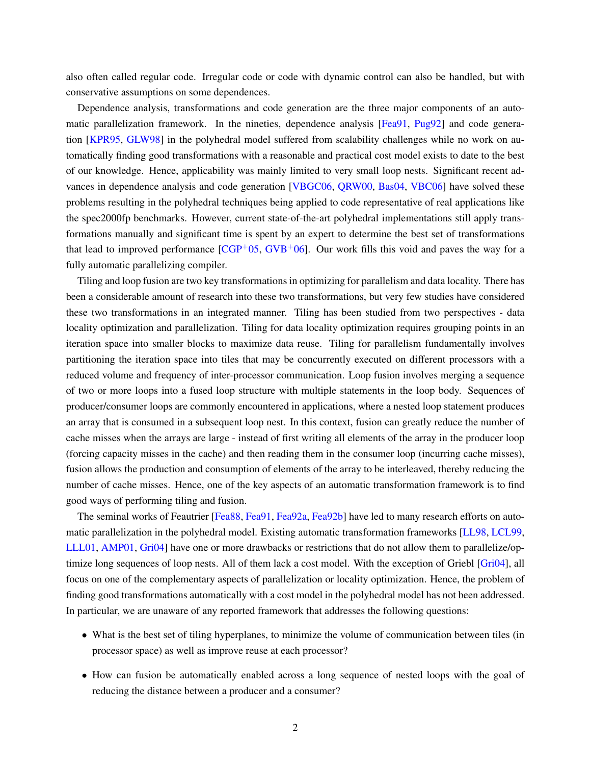also often called regular code. Irregular code or code with dynamic control can also be handled, but with conservative assumptions on some dependences.

Dependence analysis, transformations and code generation are the three major components of an automatic parallelization framework. In the nineties, dependence analysis [Fea91, Pug92] and code generation [KPR95, GLW98] in the polyhedral model suffered from scalability challenges while no work on automatically finding good transformations with a reasonable and practical cost model exists to date to the best of our knowledge. Hence, applicability was mainly limited to very small loop nests. Significant recent advances in dependence analysis and code generation [VBGC06, QRW00, Bas04, VBC06] have solved these problems resulting in the polyhedral techniques being applied to code representative of real applications like the spec2000fp benchmarks. However, current state-of-the-art polyhedral implementations still apply transformations manually and significant time is spent by an expert to determine the best set of transformations that lead to improved performance [CGP+05, GVB+06]. Our work fills this void and paves the way for a fully automatic parallelizing compiler.

Tiling and loop fusion are two key transformations in optimizing for parallelism and data locality. There has been a considerable amount of research into these two transformations, but very few studies have considered these two transformations in an integrated manner. Tiling has been studied from two perspectives - data locality optimization and parallelization. Tiling for data locality optimization requires grouping points in an iteration space into smaller blocks to maximize data reuse. Tiling for parallelism fundamentally involves partitioning the iteration space into tiles that may be concurrently executed on different processors with a reduced volume and frequency of inter-processor communication. Loop fusion involves merging a sequence of two or more loops into a fused loop structure with multiple statements in the loop body. Sequences of producer/consumer loops are commonly encountered in applications, where a nested loop statement produces an array that is consumed in a subsequent loop nest. In this context, fusion can greatly reduce the number of cache misses when the arrays are large - instead of first writing all elements of the array in the producer loop (forcing capacity misses in the cache) and then reading them in the consumer loop (incurring cache misses), fusion allows the production and consumption of elements of the array to be interleaved, thereby reducing the number of cache misses. Hence, one of the key aspects of an automatic transformation framework is to find good ways of performing tiling and fusion.

The seminal works of Feautrier [Fea88, Fea91, Fea92a, Fea92b] have led to many research efforts on automatic parallelization in the polyhedral model. Existing automatic transformation frameworks [LL98, LCL99, LLL01, AMP01, Gri04] have one or more drawbacks or restrictions that do not allow them to parallelize/optimize long sequences of loop nests. All of them lack a cost model. With the exception of Griebl [Gri04], all focus on one of the complementary aspects of parallelization or locality optimization. Hence, the problem of finding good transformations automatically with a cost model in the polyhedral model has not been addressed. In particular, we are unaware of any reported framework that addresses the following questions:

- What is the best set of tiling hyperplanes, to minimize the volume of communication between tiles (in processor space) as well as improve reuse at each processor?
- How can fusion be automatically enabled across a long sequence of nested loops with the goal of reducing the distance between a producer and a consumer?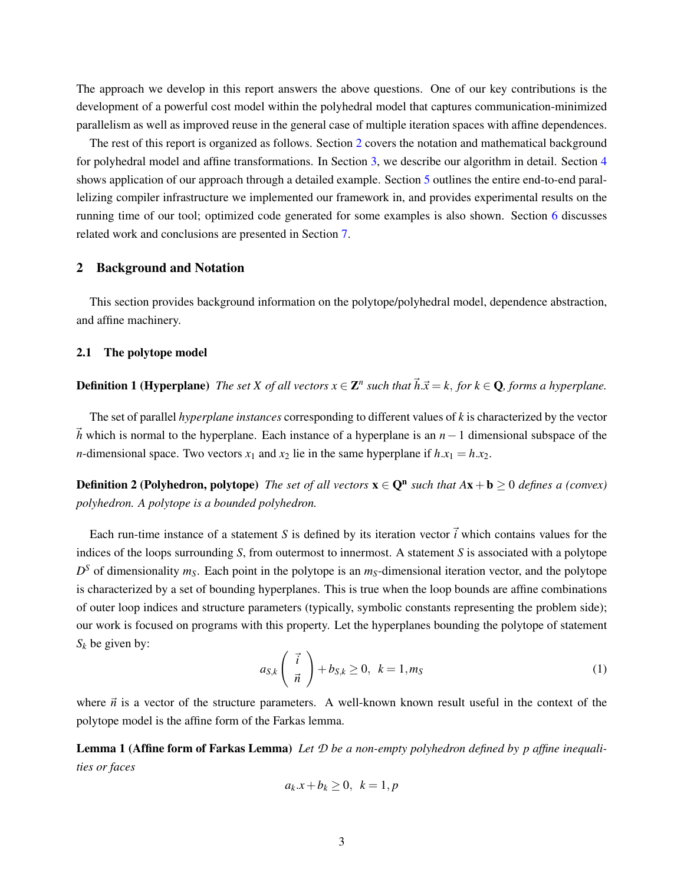The approach we develop in this report answers the above questions. One of our key contributions is the development of a powerful cost model within the polyhedral model that captures communication-minimized parallelism as well as improved reuse in the general case of multiple iteration spaces with affine dependences.

The rest of this report is organized as follows. Section 2 covers the notation and mathematical background for polyhedral model and affine transformations. In Section 3, we describe our algorithm in detail. Section 4 shows application of our approach through a detailed example. Section 5 outlines the entire end-to-end parallelizing compiler infrastructure we implemented our framework in, and provides experimental results on the running time of our tool; optimized code generated for some examples is also shown. Section 6 discusses related work and conclusions are presented in Section 7.

## 2 Background and Notation

This section provides background information on the polytope/polyhedral model, dependence abstraction, and affine machinery.

### 2.1 The polytope model

**Definition 1 (Hyperplane)** *The set $X$ of all vectors $x \in \mathbf{Z}^n$ such that $\vec{h}.\vec{x} = k$, for $k \in \mathbf{Q}$, forms a hyperplane.*

The set of parallel *hyperplane instances* corresponding to different values of $k$ is characterized by the vector $\vec{h}$ which is normal to the hyperplane. Each instance of a hyperplane is an $n-1$ dimensional subspace of the $n$-dimensional space. Two vectors $x_1$ and $x_2$ lie in the same hyperplane if $h.x_1 = h.x_2$.

**Definition 2 (Polyhedron, polytope)** *The set of all vectors $\mathbf{x} \in \mathbf{Q^n}$ such that $A\mathbf{x} + \mathbf{b} \geq 0$ defines a (convex) polyhedron. A polytope is a bounded polyhedron.*

Each run-time instance of a statement $S$ is defined by its iteration vector $\vec{i}$ which contains values for the indices of the loops surrounding $S$, from outermost to innermost. A statement $S$ is associated with a polytope $D^S$ of dimensionality $m_S$. Each point in the polytope is an $m_S$-dimensional iteration vector, and the polytope is characterized by a set of bounding hyperplanes. This is true when the loop bounds are affine combinations of outer loop indices and structure parameters (typically, symbolic constants representing the problem side); our work is focused on programs with this property. Let the hyperplanes bounding the polytope of statement $S_k$ be given by:

$$a_{S,k} \begin{pmatrix} \vec{i} \\ \vec{n} \end{pmatrix} + b_{S,k} \geq 0, \;\; k = 1, m_S \tag{1}$$

where $\vec{n}$ is a vector of the structure parameters. A well-known known result useful in the context of the polytope model is the affine form of the Farkas lemma.

**Lemma 1 (Affine form of Farkas Lemma)** *Let $\mathcal{D}$ be a non-empty polyhedron defined by $p$ affine inequalities or faces*

$$a_k.x + b_k \geq 0, \;\; k = 1, p$$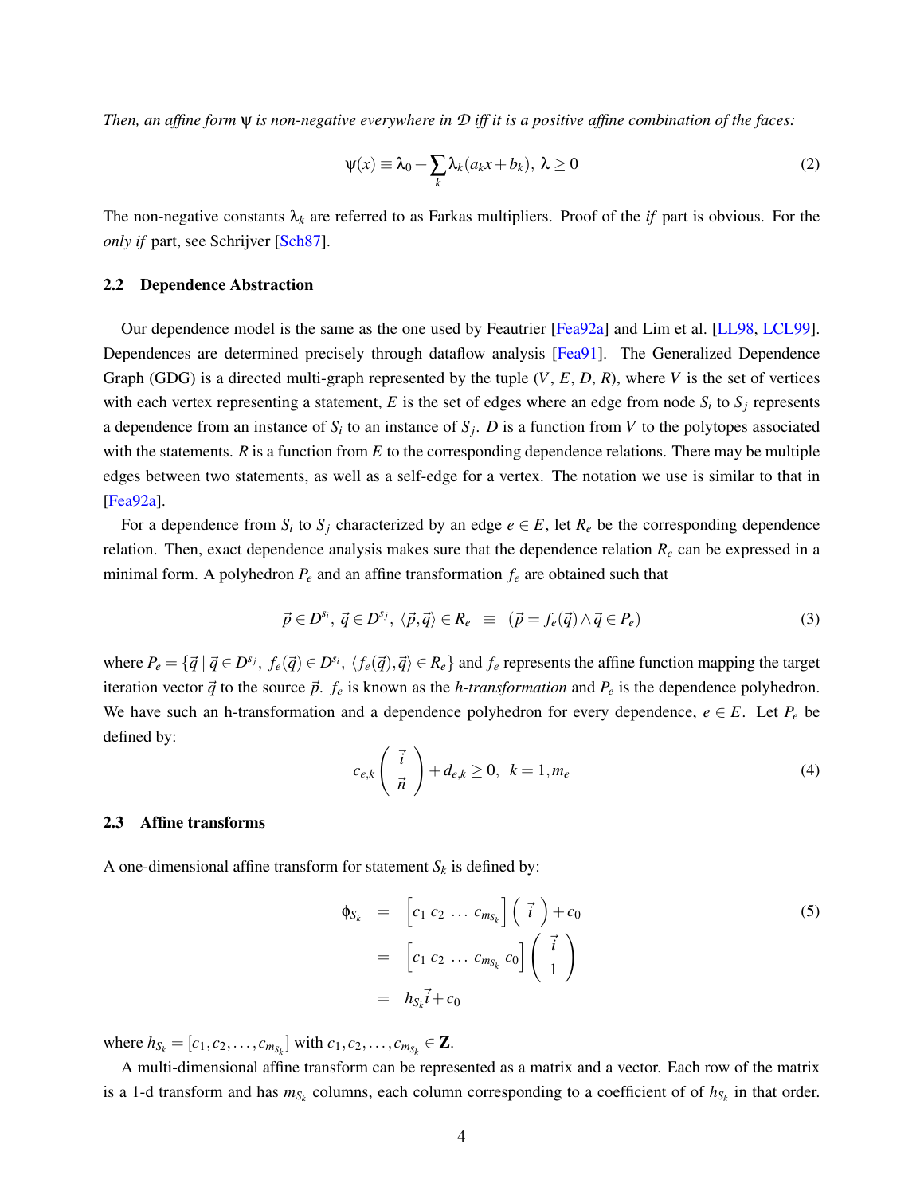*Then, an affine form $\psi$ is non-negative everywhere in $\mathcal{D}$ iff it is a positive affine combination of the faces:*

$$\psi(x) \equiv \lambda_0 + \sum_k \lambda_k(a_k x + b_k),\ \lambda \geq 0 \tag{2}$$

The non-negative constants $\lambda_k$ are referred to as Farkas multipliers. Proof of the *if* part is obvious. For the *only if* part, see Schrijver [Sch87].

### 2.2 Dependence Abstraction

Our dependence model is the same as the one used by Feautrier [Fea92a] and Lim et al. [LL98, LCL99]. Dependences are determined precisely through dataflow analysis [Fea91]. The Generalized Dependence Graph (GDG) is a directed multi-graph represented by the tuple ($V$, $E$, $D$, $R$), where $V$ is the set of vertices with each vertex representing a statement, $E$ is the set of edges where an edge from node $S_i$ to $S_j$ represents a dependence from an instance of $S_i$ to an instance of $S_j$. $D$ is a function from $V$ to the polytopes associated with the statements. $R$ is a function from $E$ to the corresponding dependence relations. There may be multiple edges between two statements, as well as a self-edge for a vertex. The notation we use is similar to that in [Fea92a].

For a dependence from $S_i$ to $S_j$ characterized by an edge $e \in E$, let $R_e$ be the corresponding dependence relation. Then, exact dependence analysis makes sure that the dependence relation $R_e$ can be expressed in a minimal form. A polyhedron $P_e$ and an affine transformation $f_e$ are obtained such that

$$\vec{p} \in D^{s_i},\ \vec{q} \in D^{s_j},\ \langle \vec{p}, \vec{q} \rangle \in R_e \ \ \equiv \ \ (\vec{p} = f_e(\vec{q}) \wedge \vec{q} \in P_e) \tag{3}$$

where $P_e = \{\vec{q} \mid \vec{q} \in D^{s_j},\ f_e(\vec{q}) \in D^{s_i},\ \langle f_e(\vec{q}), \vec{q} \rangle \in R_e\}$ and $f_e$ represents the affine function mapping the target iteration vector $\vec{q}$ to the source $\vec{p}$. $f_e$ is known as the *h-transformation* and $P_e$ is the dependence polyhedron. We have such an h-transformation and a dependence polyhedron for every dependence, $e \in E$. Let $P_e$ be defined by:

$$c_{e,k} \begin{pmatrix} \vec{i} \\ \vec{n} \end{pmatrix} + d_{e,k} \geq 0, \ \ k = 1, m_e \tag{4}$$

### 2.3 Affine transforms

A one-dimensional affine transform for statement $S_k$ is defined by:

$$\begin{aligned} \phi_{S_k} &= \begin{bmatrix} c_1\ c_2\ \ldots\ c_{m_{S_k}} \end{bmatrix} \begin{pmatrix} \vec{i} \end{pmatrix} + c_0 \\ &= \begin{bmatrix} c_1\ c_2\ \ldots\ c_{m_{S_k}}\ c_0 \end{bmatrix} \begin{pmatrix} \vec{i} \\ 1 \end{pmatrix} \\ &= h_{S_k}\vec{i} + c_0 \end{aligned} \tag{5}$$

where $h_{S_k} = [c_1, c_2, \ldots, c_{m_{S_k}}]$ with $c_1, c_2, \ldots, c_{m_{S_k}} \in \mathbf{Z}$.

A multi-dimensional affine transform can be represented as a matrix and a vector. Each row of the matrix is a 1-d transform and has $m_{S_k}$ columns, each column corresponding to a coefficient of of $h_{S_k}$ in that order.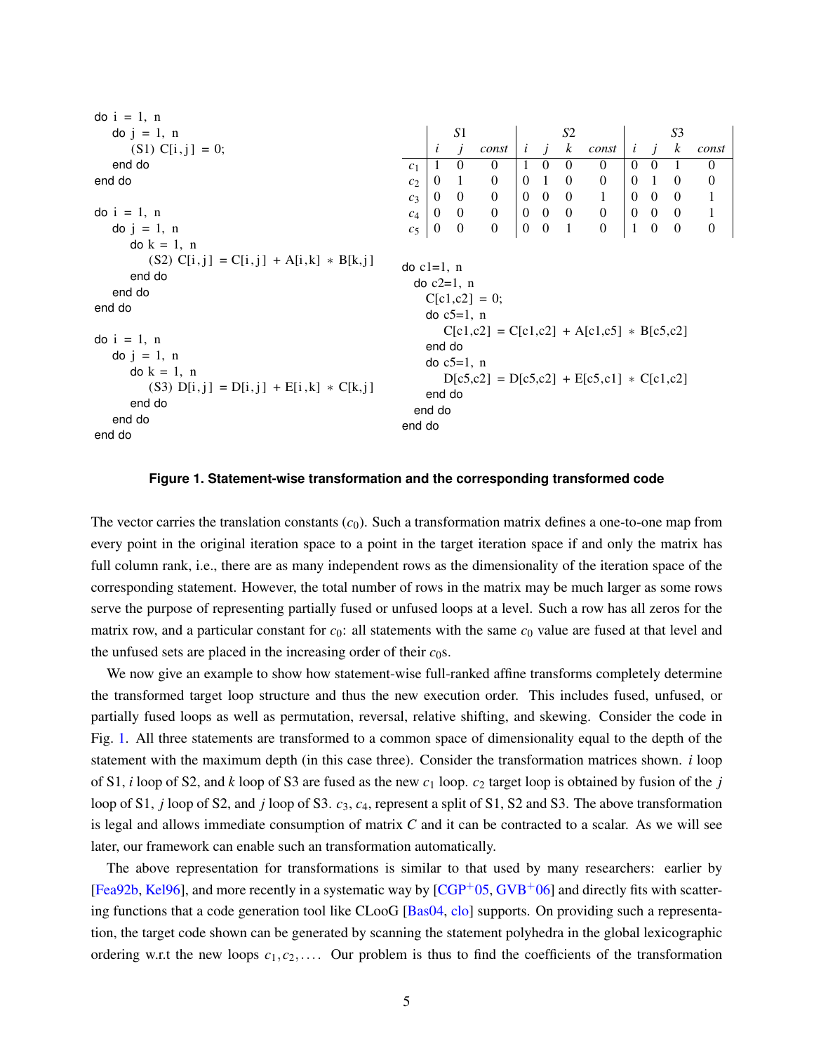```
do i = 1, n
   do j = 1, n
      (S1) C[i,j] = 0;
   end do
end do

do i = 1, n
   do j = 1, n
      do k = 1, n
         (S2) C[i,j] = C[i,j] + A[i,k] * B[k,j]
      end do
   end do
end do

do i = 1, n
   do j = 1, n
      do k = 1, n
         (S3) D[i,j] = D[i,j] + E[i,k] * C[k,j]
      end do
   end do
end do
```

| | S1 | | | S2 | | | | S3 | | | |
|---|---|---|---|---|---|---|---|---|---|---|---|
| | $i$ | $j$ | *const* | $i$ | $j$ | $k$ | *const* | $i$ | $j$ | $k$ | *const* |
| $c_1$ | 1 | 0 | 0 | 1 | 0 | 0 | 0 | 0 | 0 | 1 | 0 |
| $c_2$ | 0 | 1 | 0 | 0 | 1 | 0 | 0 | 0 | 1 | 0 | 0 |
| $c_3$ | 0 | 0 | 0 | 0 | 0 | 0 | 1 | 0 | 0 | 0 | 1 |
| $c_4$ | 0 | 0 | 0 | 0 | 0 | 0 | 0 | 0 | 0 | 0 | 1 |
| $c_5$ | 0 | 0 | 0 | 0 | 0 | 1 | 0 | 1 | 0 | 0 | 0 |

```
do c1=1, n
  do c2=1, n
    C[c1,c2] = 0;
    do c5=1, n
       C[c1,c2] = C[c1,c2] + A[c1,c5] * B[c5,c2]
    end do
    do c5=1, n
       D[c5,c2] = D[c5,c2] + E[c5,c1] * C[c1,c2]
    end do
  end do
end do
```

**Figure 1. Statement-wise transformation and the corresponding transformed code**

The vector carries the translation constants ($c_0$). Such a transformation matrix defines a one-to-one map from every point in the original iteration space to a point in the target iteration space if and only the matrix has full column rank, i.e., there are as many independent rows as the dimensionality of the iteration space of the corresponding statement. However, the total number of rows in the matrix may be much larger as some rows serve the purpose of representing partially fused or unfused loops at a level. Such a row has all zeros for the matrix row, and a particular constant for $c_0$: all statements with the same $c_0$ value are fused at that level and the unfused sets are placed in the increasing order of their $c_0$s.

We now give an example to show how statement-wise full-ranked affine transforms completely determine the transformed target loop structure and thus the new execution order. This includes fused, unfused, or partially fused loops as well as permutation, reversal, relative shifting, and skewing. Consider the code in Fig. 1. All three statements are transformed to a common space of dimensionality equal to the depth of the statement with the maximum depth (in this case three). Consider the transformation matrices shown. $i$ loop of S1, $i$ loop of S2, and $k$ loop of S3 are fused as the new $c_1$ loop. $c_2$ target loop is obtained by fusion of the $j$ loop of S1, $j$ loop of S2, and $j$ loop of S3. $c_3$, $c_4$, represent a split of S1, S2 and S3. The above transformation is legal and allows immediate consumption of matrix $C$ and it can be contracted to a scalar. As we will see later, our framework can enable such an transformation automatically.

The above representation for transformations is similar to that used by many researchers: earlier by [Fea92b, Kel96], and more recently in a systematic way by [CGP+05, GVB+06] and directly fits with scattering functions that a code generation tool like CLooG [Bas04, clo] supports. On providing such a representation, the target code shown can be generated by scanning the statement polyhedra in the global lexicographic ordering w.r.t the new loops $c_1, c_2, \ldots$. Our problem is thus to find the coefficients of the transformation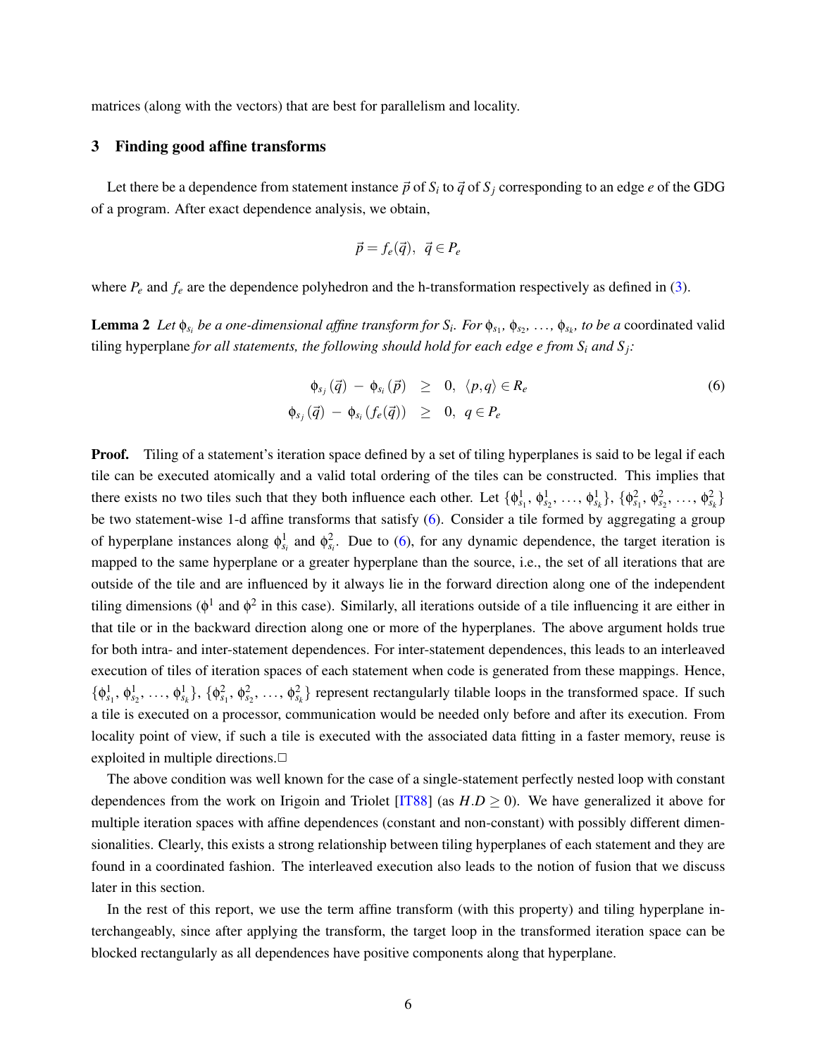matrices (along with the vectors) that are best for parallelism and locality.

## 3 Finding good affine transforms

Let there be a dependence from statement instance $\vec{p}$ of $S_i$ to $\vec{q}$ of $S_j$ corresponding to an edge $e$ of the GDG of a program. After exact dependence analysis, we obtain,

$$\vec{p} = f_e(\vec{q}), \;\; \vec{q} \in P_e$$

where $P_e$ and $f_e$ are the dependence polyhedron and the h-transformation respectively as defined in (3).

**Lemma 2** *Let $\phi_{s_i}$ be a one-dimensional affine transform for $S_i$. For $\phi_{s_1}, \phi_{s_2}, \ldots, \phi_{s_k}$, to be a* coordinated valid tiling hyperplane *for all statements, the following should hold for each edge $e$ from $S_i$ and $S_j$:*

$$\begin{aligned} \phi_{s_j}(\vec{q}) - \phi_{s_i}(\vec{p}) &\geq 0, \;\; \langle p, q \rangle \in R_e \\ \phi_{s_j}(\vec{q}) - \phi_{s_i}(f_e(\vec{q})) &\geq 0, \;\; q \in P_e \end{aligned} \tag{6}$$

**Proof.** Tiling of a statement's iteration space defined by a set of tiling hyperplanes is said to be legal if each tile can be executed atomically and a valid total ordering of the tiles can be constructed. This implies that there exists no two tiles such that they both influence each other. Let $\{\phi^1_{s_1}, \phi^1_{s_2}, \ldots, \phi^1_{s_k}\}$, $\{\phi^2_{s_1}, \phi^2_{s_2}, \ldots, \phi^2_{s_k}\}$ be two statement-wise 1-d affine transforms that satisfy (6). Consider a tile formed by aggregating a group of hyperplane instances along $\phi^1_{s_i}$ and $\phi^2_{s_i}$. Due to (6), for any dynamic dependence, the target iteration is mapped to the same hyperplane or a greater hyperplane than the source, i.e., the set of all iterations that are outside of the tile and are influenced by it always lie in the forward direction along one of the independent tiling dimensions ($\phi^1$ and $\phi^2$ in this case). Similarly, all iterations outside of a tile influencing it are either in that tile or in the backward direction along one or more of the hyperplanes. The above argument holds true for both intra- and inter-statement dependences. For inter-statement dependences, this leads to an interleaved execution of tiles of iteration spaces of each statement when code is generated from these mappings. Hence, $\{\phi^1_{s_1}, \phi^1_{s_2}, \ldots, \phi^1_{s_k}\}$, $\{\phi^2_{s_1}, \phi^2_{s_2}, \ldots, \phi^2_{s_k}\}$ represent rectangularly tilable loops in the transformed space. If such a tile is executed on a processor, communication would be needed only before and after its execution. From locality point of view, if such a tile is executed with the associated data fitting in a faster memory, reuse is exploited in multiple directions.□

The above condition was well known for the case of a single-statement perfectly nested loop with constant dependences from the work on Irigoin and Triolet [IT88] (as $H.D \geq 0$). We have generalized it above for multiple iteration spaces with affine dependences (constant and non-constant) with possibly different dimensionalities. Clearly, this exists a strong relationship between tiling hyperplanes of each statement and they are found in a coordinated fashion. The interleaved execution also leads to the notion of fusion that we discuss later in this section.

In the rest of this report, we use the term affine transform (with this property) and tiling hyperplane interchangeably, since after applying the transform, the target loop in the transformed iteration space can be blocked rectangularly as all dependences have positive components along that hyperplane.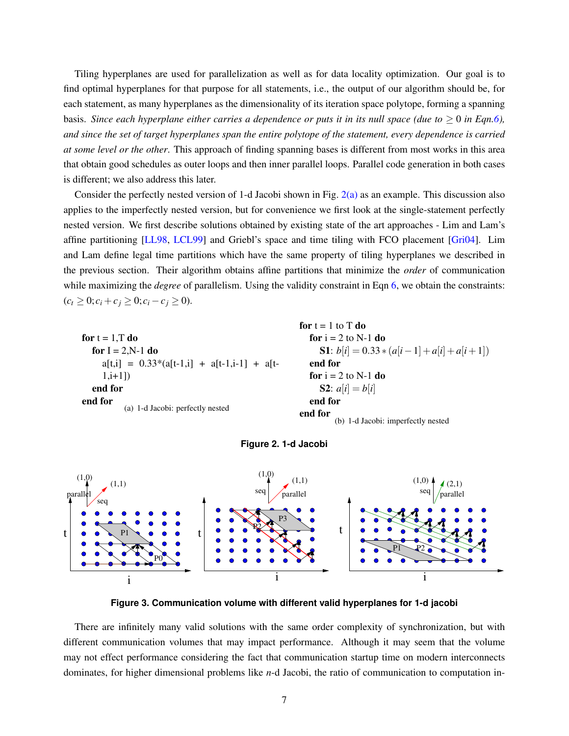Tiling hyperplanes are used for parallelization as well as for data locality optimization. Our goal is to find optimal hyperplanes for that purpose for all statements, i.e., the output of our algorithm should be, for each statement, as many hyperplanes as the dimensionality of its iteration space polytope, forming a spanning basis. *Since each hyperplane either carries a dependence or puts it in its null space (due to $\geq 0$ in Eqn.6), and since the set of target hyperplanes span the entire polytope of the statement, every dependence is carried at some level or the other*. This approach of finding spanning bases is different from most works in this area that obtain good schedules as outer loops and then inner parallel loops. Parallel code generation in both cases is different; we also address this later.

Consider the perfectly nested version of 1-d Jacobi shown in Fig. 2(a) as an example. This discussion also applies to the imperfectly nested version, but for convenience we first look at the single-statement perfectly nested version. We first describe solutions obtained by existing state of the art approaches - Lim and Lam's affine partitioning [LL98, LCL99] and Griebl's space and time tiling with FCO placement [Gri04]. Lim and Lam define legal time partitions which have the same property of tiling hyperplanes we described in the previous section. Their algorithm obtains affine partitions that minimize the *order* of communication while maximizing the *degree* of parallelism. Using the validity constraint in Eqn 6, we obtain the constraints: $(c_t \geq 0; c_i + c_j \geq 0; c_i - c_j \geq 0)$.

```
for t = 1,T do
  for I = 2,N-1 do
    a[t,i] = 0.33*(a[t-1,i] + a[t-1,i-1] + a[t-1,i+1])
  end for
end for
```

(a) 1-d Jacobi: perfectly nested

```
for t = 1 to T do
  for i = 2 to N-1 do
    S1: b[i] = 0.33 * (a[i-1] + a[i] + a[i+1])
  end for
  for i = 2 to N-1 do
    S2: a[i] = b[i]
  end for
end for
```

(b) 1-d Jacobi: imperfectly nested

**Figure 2. 1-d Jacobi**

**Figure 3. Communication volume with different valid hyperplanes for 1-d jacobi**

There are infinitely many valid solutions with the same order complexity of synchronization, but with different communication volumes that may impact performance. Although it may seem that the volume may not effect performance considering the fact that communication startup time on modern interconnects dominates, for higher dimensional problems like $n$-d Jacobi, the ratio of communication to computation in-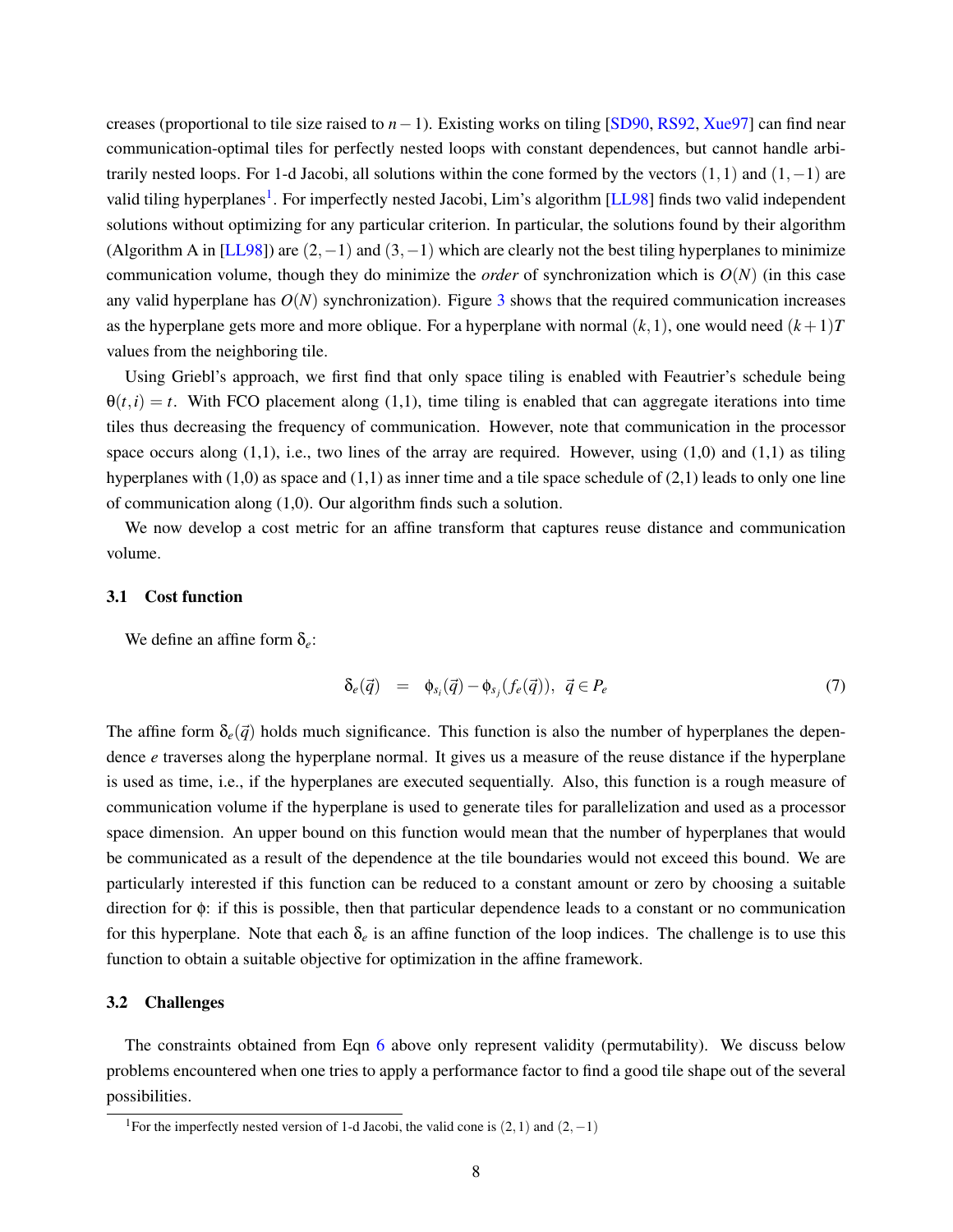creases (proportional to tile size raised to $n-1$). Existing works on tiling [SD90, RS92, Xue97] can find near communication-optimal tiles for perfectly nested loops with constant dependences, but cannot handle arbitrarily nested loops. For 1-d Jacobi, all solutions within the cone formed by the vectors $(1,1)$ and $(1,-1)$ are valid tiling hyperplanes[1]. For imperfectly nested Jacobi, Lim's algorithm [LL98] finds two valid independent solutions without optimizing for any particular criterion. In particular, the solutions found by their algorithm (Algorithm A in [LL98]) are $(2,-1)$ and $(3,-1)$ which are clearly not the best tiling hyperplanes to minimize communication volume, though they do minimize the *order* of synchronization which is $O(N)$ (in this case any valid hyperplane has $O(N)$ synchronization). Figure 3 shows that the required communication increases as the hyperplane gets more and more oblique. For a hyperplane with normal $(k,1)$, one would need $(k+1)T$ values from the neighboring tile.

Using Griebl's approach, we first find that only space tiling is enabled with Feautrier's schedule being $\theta(t,i) = t$. With FCO placement along (1,1), time tiling is enabled that can aggregate iterations into time tiles thus decreasing the frequency of communication. However, note that communication in the processor space occurs along (1,1), i.e., two lines of the array are required. However, using (1,0) and (1,1) as tiling hyperplanes with (1,0) as space and (1,1) as inner time and a tile space schedule of (2,1) leads to only one line of communication along (1,0). Our algorithm finds such a solution.

We now develop a cost metric for an affine transform that captures reuse distance and communication volume.

### 3.1 Cost function

We define an affine form $\delta_e$:

$$\delta_e(\vec{q}) \quad = \quad \phi_{s_i}(\vec{q}) - \phi_{s_j}(f_e(\vec{q})), \ \ \vec{q} \in P_e \tag{7}$$

The affine form $\delta_e(\vec{q})$ holds much significance. This function is also the number of hyperplanes the dependence $e$ traverses along the hyperplane normal. It gives us a measure of the reuse distance if the hyperplane is used as time, i.e., if the hyperplanes are executed sequentially. Also, this function is a rough measure of communication volume if the hyperplane is used to generate tiles for parallelization and used as a processor space dimension. An upper bound on this function would mean that the number of hyperplanes that would be communicated as a result of the dependence at the tile boundaries would not exceed this bound. We are particularly interested if this function can be reduced to a constant amount or zero by choosing a suitable direction for $\phi$: if this is possible, then that particular dependence leads to a constant or no communication for this hyperplane. Note that each $\delta_e$ is an affine function of the loop indices. The challenge is to use this function to obtain a suitable objective for optimization in the affine framework.

### 3.2 Challenges

The constraints obtained from Eqn 6 above only represent validity (permutability). We discuss below problems encountered when one tries to apply a performance factor to find a good tile shape out of the several possibilities.

---

[1] For the imperfectly nested version of 1-d Jacobi, the valid cone is $(2,1)$ and $(2,-1)$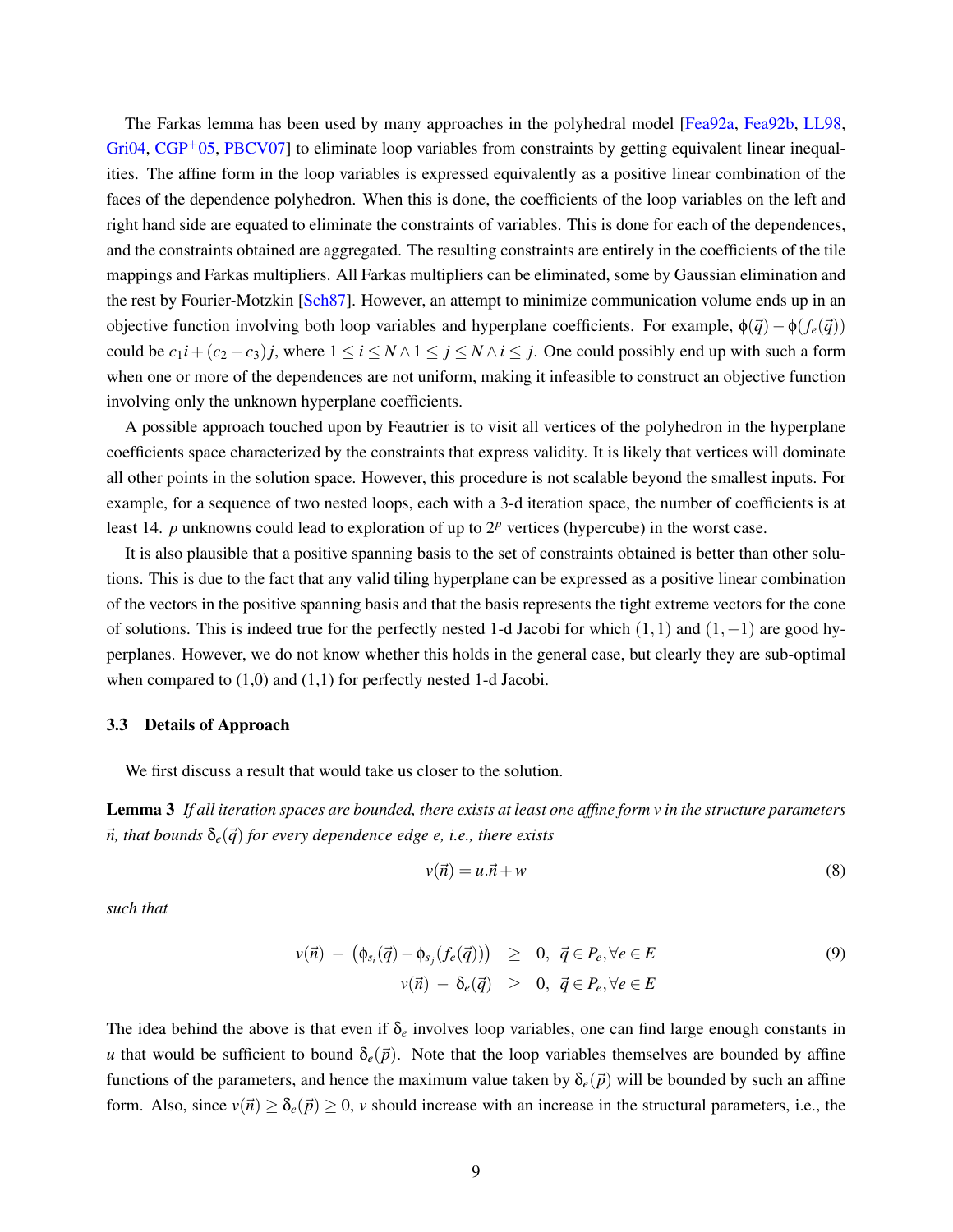The Farkas lemma has been used by many approaches in the polyhedral model [Fea92a, Fea92b, LL98, Gri04, CGP+05, PBCV07] to eliminate loop variables from constraints by getting equivalent linear inequalities. The affine form in the loop variables is expressed equivalently as a positive linear combination of the faces of the dependence polyhedron. When this is done, the coefficients of the loop variables on the left and right hand side are equated to eliminate the constraints of variables. This is done for each of the dependences, and the constraints obtained are aggregated. The resulting constraints are entirely in the coefficients of the tile mappings and Farkas multipliers. All Farkas multipliers can be eliminated, some by Gaussian elimination and the rest by Fourier-Motzkin [Sch87]. However, an attempt to minimize communication volume ends up in an objective function involving both loop variables and hyperplane coefficients. For example, $\phi(\vec{q}) - \phi(f_e(\vec{q}))$ could be $c_1 i + (c_2 - c_3) j$, where $1 \leq i \leq N \wedge 1 \leq j \leq N \wedge i \leq j$. One could possibly end up with such a form when one or more of the dependences are not uniform, making it infeasible to construct an objective function involving only the unknown hyperplane coefficients.

A possible approach touched upon by Feautrier is to visit all vertices of the polyhedron in the hyperplane coefficients space characterized by the constraints that express validity. It is likely that vertices will dominate all other points in the solution space. However, this procedure is not scalable beyond the smallest inputs. For example, for a sequence of two nested loops, each with a 3-d iteration space, the number of coefficients is at least 14. $p$ unknowns could lead to exploration of up to $2^p$ vertices (hypercube) in the worst case.

It is also plausible that a positive spanning basis to the set of constraints obtained is better than other solutions. This is due to the fact that any valid tiling hyperplane can be expressed as a positive linear combination of the vectors in the positive spanning basis and that the basis represents the tight extreme vectors for the cone of solutions. This is indeed true for the perfectly nested 1-d Jacobi for which $(1,1)$ and $(1,-1)$ are good hyperplanes. However, we do not know whether this holds in the general case, but clearly they are sub-optimal when compared to (1,0) and (1,1) for perfectly nested 1-d Jacobi.

### 3.3 Details of Approach

We first discuss a result that would take us closer to the solution.

**Lemma 3** *If all iteration spaces are bounded, there exists at least one affine form $v$ in the structure parameters $\vec{n}$, that bounds $\delta_e(\vec{q})$ for every dependence edge $e$, i.e., there exists*

$$v(\vec{n}) = u.\vec{n} + w \tag{8}$$

*such that*

$$\begin{aligned} v(\vec{n}) - \left(\phi_{s_i}(\vec{q}) - \phi_{s_j}(f_e(\vec{q}))\right) &\geq 0, \ \vec{q} \in P_e, \forall e \in E \\ v(\vec{n}) - \delta_e(\vec{q}) &\geq 0, \ \vec{q} \in P_e, \forall e \in E \end{aligned} \tag{9}$$

The idea behind the above is that even if $\delta_e$ involves loop variables, one can find large enough constants in $u$ that would be sufficient to bound $\delta_e(\vec{p})$. Note that the loop variables themselves are bounded by affine functions of the parameters, and hence the maximum value taken by $\delta_e(\vec{p})$ will be bounded by such an affine form. Also, since $v(\vec{n}) \geq \delta_e(\vec{p}) \geq 0$, $v$ should increase with an increase in the structural parameters, i.e., the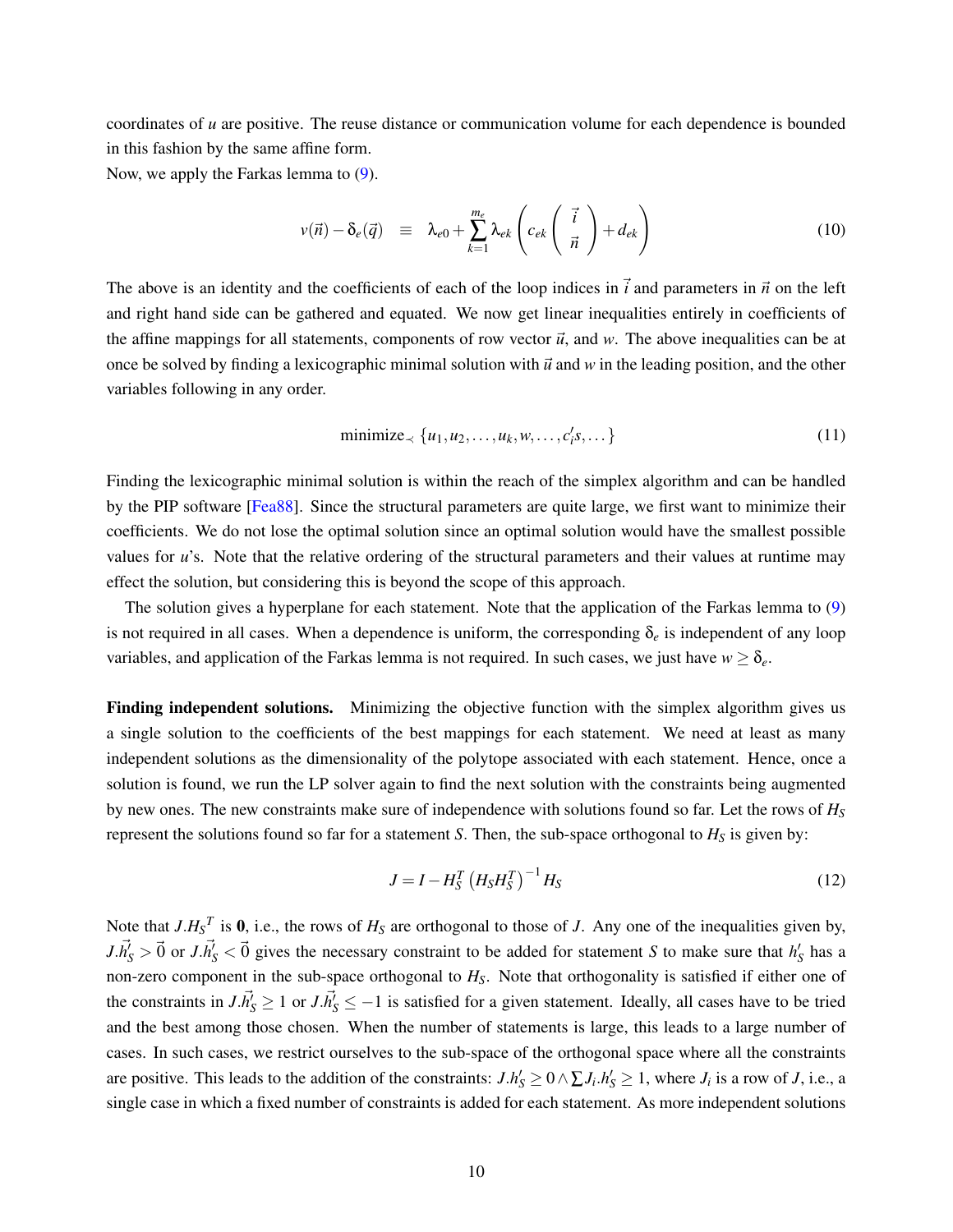coordinates of $u$ are positive. The reuse distance or communication volume for each dependence is bounded in this fashion by the same affine form.

Now, we apply the Farkas lemma to (9).

$$v(\vec{n}) - \delta_e(\vec{q}) \quad \equiv \quad \lambda_{e0} + \sum_{k=1}^{m_e} \lambda_{ek} \left( c_{ek} \begin{pmatrix} \vec{i} \\ \vec{n} \end{pmatrix} + d_{ek} \right) \tag{10}$$

The above is an identity and the coefficients of each of the loop indices in $\vec{i}$ and parameters in $\vec{n}$ on the left and right hand side can be gathered and equated. We now get linear inequalities entirely in coefficients of the affine mappings for all statements, components of row vector $\vec{u}$, and $w$. The above inequalities can be at once be solved by finding a lexicographic minimal solution with $\vec{u}$ and $w$ in the leading position, and the other variables following in any order.

$$\text{minimize}_{\prec} \ \{u_1, u_2, \ldots, u_k, w, \ldots, c_i's, \ldots\} \tag{11}$$

Finding the lexicographic minimal solution is within the reach of the simplex algorithm and can be handled by the PIP software [Fea88]. Since the structural parameters are quite large, we first want to minimize their coefficients. We do not lose the optimal solution since an optimal solution would have the smallest possible values for $u$'s. Note that the relative ordering of the structural parameters and their values at runtime may effect the solution, but considering this is beyond the scope of this approach.

The solution gives a hyperplane for each statement. Note that the application of the Farkas lemma to (9) is not required in all cases. When a dependence is uniform, the corresponding $\delta_e$ is independent of any loop variables, and application of the Farkas lemma is not required. In such cases, we just have $w \geq \delta_e$.

**Finding independent solutions.** Minimizing the objective function with the simplex algorithm gives us a single solution to the coefficients of the best mappings for each statement. We need at least as many independent solutions as the dimensionality of the polytope associated with each statement. Hence, once a solution is found, we run the LP solver again to find the next solution with the constraints being augmented by new ones. The new constraints make sure of independence with solutions found so far. Let the rows of $H_S$ represent the solutions found so far for a statement $S$. Then, the sub-space orthogonal to $H_S$ is given by:

$$J = I - H_S^T \left( H_S H_S^T \right)^{-1} H_S \tag{12}$$

Note that $J.H_S{}^T$ is $\mathbf{0}$, i.e., the rows of $H_S$ are orthogonal to those of $J$. Any one of the inequalities given by, $J.\vec{h_S'} > \vec{0}$ or $J.\vec{h_S'} < \vec{0}$ gives the necessary constraint to be added for statement $S$ to make sure that $h_S'$ has a non-zero component in the sub-space orthogonal to $H_S$. Note that orthogonality is satisfied if either one of the constraints in $J.\vec{h_S'} \geq 1$ or $J.\vec{h_S'} \leq -1$ is satisfied for a given statement. Ideally, all cases have to be tried and the best among those chosen. When the number of statements is large, this leads to a large number of cases. In such cases, we restrict ourselves to the sub-space of the orthogonal space where all the constraints are positive. This leads to the addition of the constraints: $J.h_S' \geq 0 \wedge \sum J_i.h_S' \geq 1$, where $J_i$ is a row of $J$, i.e., a single case in which a fixed number of constraints is added for each statement. As more independent solutions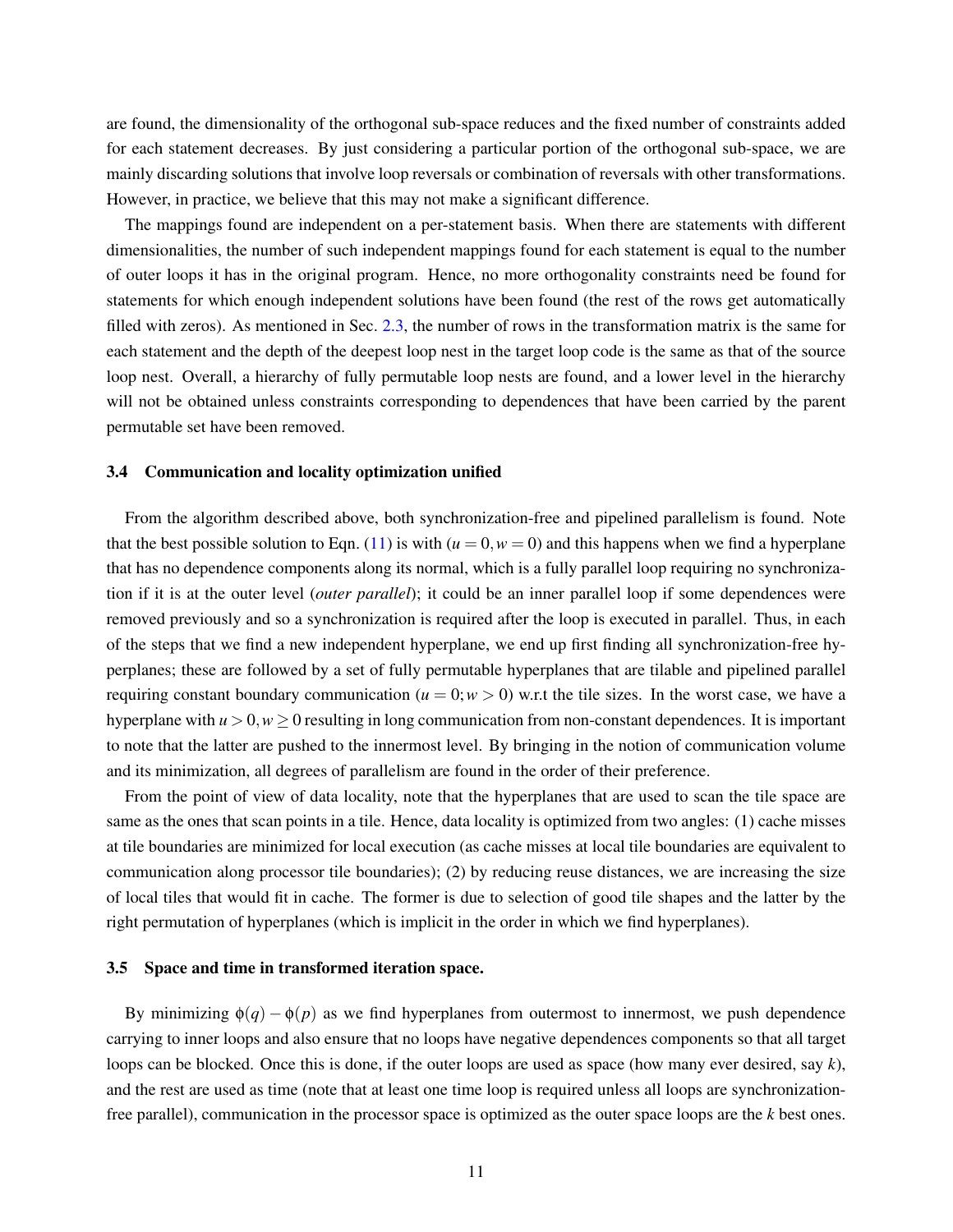are found, the dimensionality of the orthogonal sub-space reduces and the fixed number of constraints added for each statement decreases. By just considering a particular portion of the orthogonal sub-space, we are mainly discarding solutions that involve loop reversals or combination of reversals with other transformations. However, in practice, we believe that this may not make a significant difference.

The mappings found are independent on a per-statement basis. When there are statements with different dimensionalities, the number of such independent mappings found for each statement is equal to the number of outer loops it has in the original program. Hence, no more orthogonality constraints need be found for statements for which enough independent solutions have been found (the rest of the rows get automatically filled with zeros). As mentioned in Sec. 2.3, the number of rows in the transformation matrix is the same for each statement and the depth of the deepest loop nest in the target loop code is the same as that of the source loop nest. Overall, a hierarchy of fully permutable loop nests are found, and a lower level in the hierarchy will not be obtained unless constraints corresponding to dependences that have been carried by the parent permutable set have been removed.

### 3.4 Communication and locality optimization unified

From the algorithm described above, both synchronization-free and pipelined parallelism is found. Note that the best possible solution to Eqn. (11) is with $(u = 0, w = 0)$ and this happens when we find a hyperplane that has no dependence components along its normal, which is a fully parallel loop requiring no synchronization if it is at the outer level (*outer parallel*); it could be an inner parallel loop if some dependences were removed previously and so a synchronization is required after the loop is executed in parallel. Thus, in each of the steps that we find a new independent hyperplane, we end up first finding all synchronization-free hyperplanes; these are followed by a set of fully permutable hyperplanes that are tilable and pipelined parallel requiring constant boundary communication $(u = 0; w > 0)$ w.r.t the tile sizes. In the worst case, we have a hyperplane with $u > 0, w \geq 0$ resulting in long communication from non-constant dependences. It is important to note that the latter are pushed to the innermost level. By bringing in the notion of communication volume and its minimization, all degrees of parallelism are found in the order of their preference.

From the point of view of data locality, note that the hyperplanes that are used to scan the tile space are same as the ones that scan points in a tile. Hence, data locality is optimized from two angles: (1) cache misses at tile boundaries are minimized for local execution (as cache misses at local tile boundaries are equivalent to communication along processor tile boundaries); (2) by reducing reuse distances, we are increasing the size of local tiles that would fit in cache. The former is due to selection of good tile shapes and the latter by the right permutation of hyperplanes (which is implicit in the order in which we find hyperplanes).

### 3.5 Space and time in transformed iteration space.

By minimizing $\phi(q) - \phi(p)$ as we find hyperplanes from outermost to innermost, we push dependence carrying to inner loops and also ensure that no loops have negative dependences components so that all target loops can be blocked. Once this is done, if the outer loops are used as space (how many ever desired, say $k$), and the rest are used as time (note that at least one time loop is required unless all loops are synchronization-free parallel), communication in the processor space is optimized as the outer space loops are the $k$ best ones.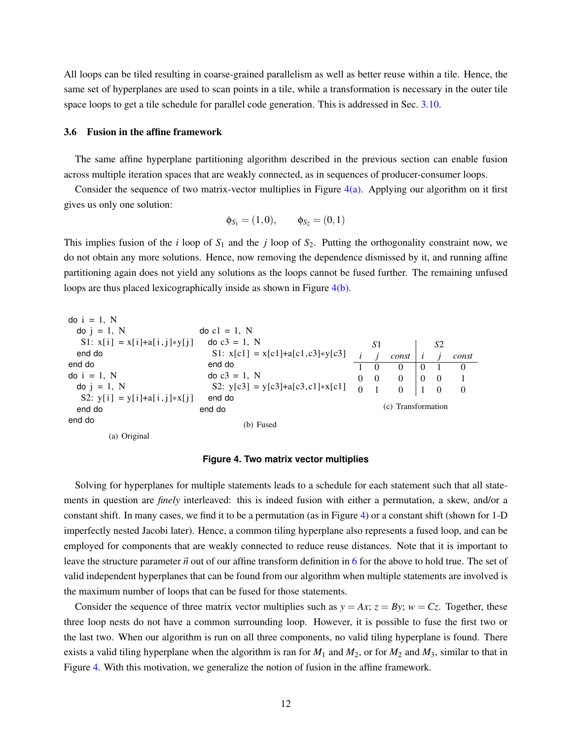All loops can be tiled resulting in coarse-grained parallelism as well as better reuse within a tile. Hence, the same set of hyperplanes are used to scan points in a tile, while a transformation is necessary in the outer tile space loops to get a tile schedule for parallel code generation. This is addressed in Sec. 3.10.

### 3.6 Fusion in the affine framework

The same affine hyperplane partitioning algorithm described in the previous section can enable fusion across multiple iteration spaces that are weakly connected, as in sequences of producer-consumer loops.

Consider the sequence of two matrix-vector multiplies in Figure 4(a). Applying our algorithm on it first gives us only one solution:

$$\phi_{S_1} = (1,0), \qquad \phi_{S_2} = (0,1)$$

This implies fusion of the $i$ loop of $S_1$ and the $j$ loop of $S_2$. Putting the orthogonality constraint now, we do not obtain any more solutions. Hence, now removing the dependence dismissed by it, and running affine partitioning again does not yield any solutions as the loops cannot be fused further. The remaining unfused loops are thus placed lexicographically inside as shown in Figure 4(b).

```
do i = 1, N
  do j = 1, N
    S1: x[i] = x[i]+a[i,j]*y[j]
  end do
end do
do i = 1, N
  do j = 1, N
    S2: y[i] = y[i]+a[i,j]*x[j]
  end do
end do
```

(a) Original

```
do c1 = 1, N
  do c3 = 1, N
    S1: x[c1] = x[c1]+a[c1,c3]*y[c3]
  end do
  do c3 = 1, N
    S2: y[c3] = y[c3]+a[c3,c1]*x[c1]
  end do
end do
```

(b) Fused

| S1 | | | S2 | | |
|---|---|---|---|---|---|
| $i$ | $j$ | $const$ | $i$ | $j$ | $const$ |
| 1 | 0 | 0 | 0 | 1 | 0 |
| 0 | 0 | 0 | 0 | 0 | 1 |
| 0 | 1 | 0 | 1 | 0 | 0 |

(c) Transformation

**Figure 4. Two matrix vector multiplies**

Solving for hyperplanes for multiple statements leads to a schedule for each statement such that all statements in question are *finely* interleaved: this is indeed fusion with either a permutation, a skew, and/or a constant shift. In many cases, we find it to be a permutation (as in Figure 4) or a constant shift (shown for 1-D imperfectly nested Jacobi later). Hence, a common tiling hyperplane also represents a fused loop, and can be employed for components that are weakly connected to reduce reuse distances. Note that it is important to leave the structure parameter $\vec{n}$ out of our affine transform definition in 6 for the above to hold true. The set of valid independent hyperplanes that can be found from our algorithm when multiple statements are involved is the maximum number of loops that can be fused for those statements.

Consider the sequence of three matrix vector multiplies such as $y = Ax$; $z = By$; $w = Cz$. Together, these three loop nests do not have a common surrounding loop. However, it is possible to fuse the first two or the last two. When our algorithm is run on all three components, no valid tiling hyperplane is found. There exists a valid tiling hyperplane when the algorithm is ran for $M_1$ and $M_2$, or for $M_2$ and $M_3$, similar to that in Figure 4. With this motivation, we generalize the notion of fusion in the affine framework.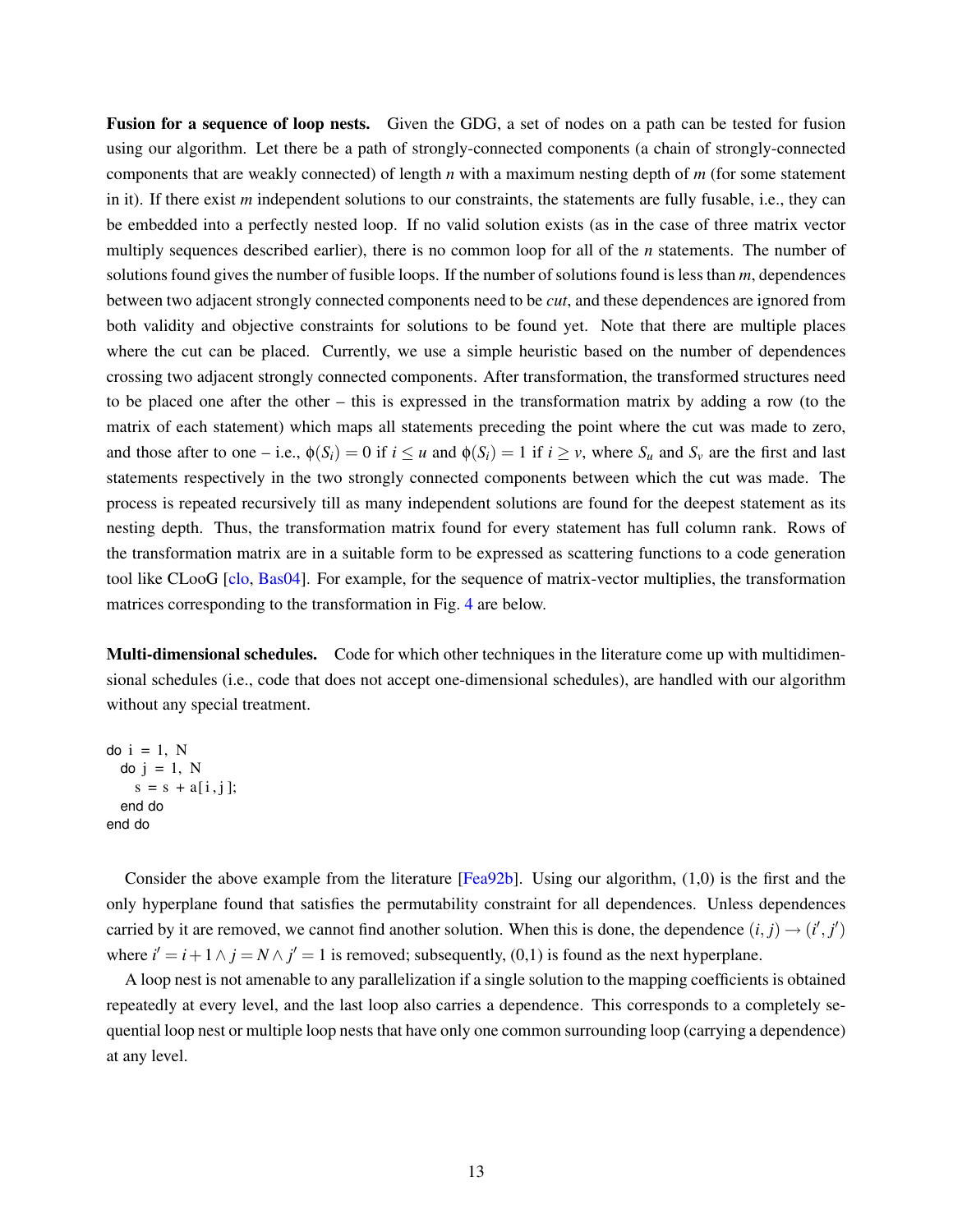**Fusion for a sequence of loop nests.** Given the GDG, a set of nodes on a path can be tested for fusion using our algorithm. Let there be a path of strongly-connected components (a chain of strongly-connected components that are weakly connected) of length $n$ with a maximum nesting depth of $m$ (for some statement in it). If there exist $m$ independent solutions to our constraints, the statements are fully fusable, i.e., they can be embedded into a perfectly nested loop. If no valid solution exists (as in the case of three matrix vector multiply sequences described earlier), there is no common loop for all of the $n$ statements. The number of solutions found gives the number of fusible loops. If the number of solutions found is less than $m$, dependences between two adjacent strongly connected components need to be *cut*, and these dependences are ignored from both validity and objective constraints for solutions to be found yet. Note that there are multiple places where the cut can be placed. Currently, we use a simple heuristic based on the number of dependences crossing two adjacent strongly connected components. After transformation, the transformed structures need to be placed one after the other – this is expressed in the transformation matrix by adding a row (to the matrix of each statement) which maps all statements preceding the point where the cut was made to zero, and those after to one – i.e., $\phi(S_i) = 0$ if $i \leq u$ and $\phi(S_i) = 1$ if $i \geq v$, where $S_u$ and $S_v$ are the first and last statements respectively in the two strongly connected components between which the cut was made. The process is repeated recursively till as many independent solutions are found for the deepest statement as its nesting depth. Thus, the transformation matrix found for every statement has full column rank. Rows of the transformation matrix are in a suitable form to be expressed as scattering functions to a code generation tool like CLooG [clo, Bas04]. For example, for the sequence of matrix-vector multiplies, the transformation matrices corresponding to the transformation in Fig. 4 are below.

**Multi-dimensional schedules.** Code for which other techniques in the literature come up with multidimensional schedules (i.e., code that does not accept one-dimensional schedules), are handled with our algorithm without any special treatment.

```
do i = 1, N
  do j = 1, N
    s = s + a[i,j];
  end do
end do
```

Consider the above example from the literature [Fea92b]. Using our algorithm, (1,0) is the first and the only hyperplane found that satisfies the permutability constraint for all dependences. Unless dependences carried by it are removed, we cannot find another solution. When this is done, the dependence $(i, j) \rightarrow (i', j')$ where $i' = i+1 \wedge j = N \wedge j' = 1$ is removed; subsequently, (0,1) is found as the next hyperplane.

A loop nest is not amenable to any parallelization if a single solution to the mapping coefficients is obtained repeatedly at every level, and the last loop also carries a dependence. This corresponds to a completely sequential loop nest or multiple loop nests that have only one common surrounding loop (carrying a dependence) at any level.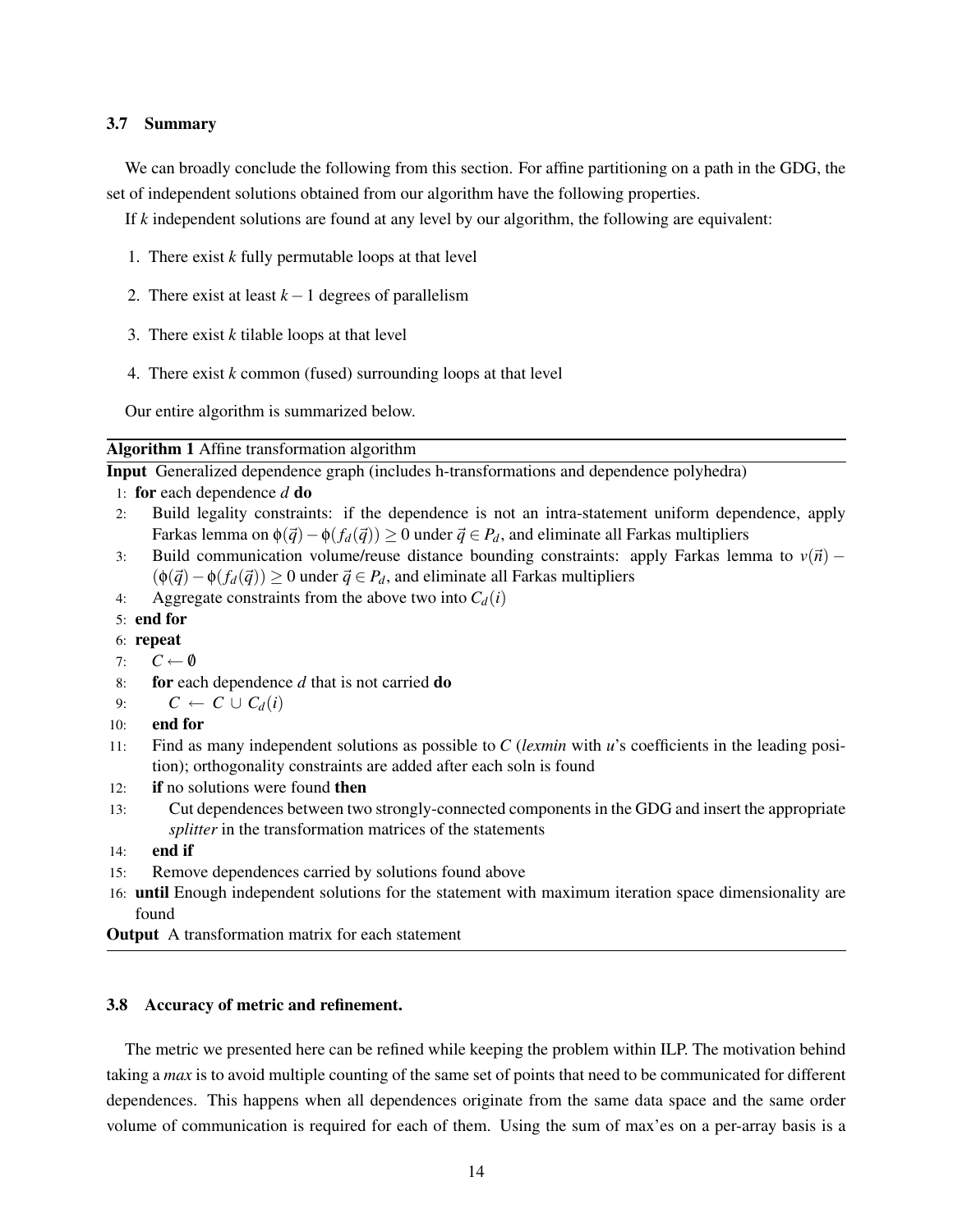### 3.7 Summary

We can broadly conclude the following from this section. For affine partitioning on a path in the GDG, the set of independent solutions obtained from our algorithm have the following properties.

If $k$ independent solutions are found at any level by our algorithm, the following are equivalent:

1. There exist $k$ fully permutable loops at that level
2. There exist at least $k-1$ degrees of parallelism
3. There exist $k$ tilable loops at that level
4. There exist $k$ common (fused) surrounding loops at that level

Our entire algorithm is summarized below.

**Algorithm 1** Affine transformation algorithm

**Input** Generalized dependence graph (includes h-transformations and dependence polyhedra)

```
1:  for each dependence d do
2:      Build legality constraints: if the dependence is not an intra-statement uniform dependence, apply
        Farkas lemma on φ(q) − φ(f_d(q)) ≥ 0 under q ∈ P_d, and eliminate all Farkas multipliers
3:      Build communication volume/reuse distance bounding constraints: apply Farkas lemma to v(n) −
        (φ(q) − φ(f_d(q))) ≥ 0 under q ∈ P_d, and eliminate all Farkas multipliers
4:      Aggregate constraints from the above two into C_d(i)
5:  end for
6:  repeat
7:      C ← ∅
8:      for each dependence d that is not carried do
9:          C ← C ∪ C_d(i)
10:     end for
11:     Find as many independent solutions as possible to C (lexmin with u's coefficients in the leading posi-
        tion); orthogonality constraints are added after each soln is found
12:     if no solutions were found then
13:         Cut dependences between two strongly-connected components in the GDG and insert the appropriate
            splitter in the transformation matrices of the statements
14:     end if
15:     Remove dependences carried by solutions found above
16: until Enough independent solutions for the statement with maximum iteration space dimensionality are
    found
```

**Output** A transformation matrix for each statement

### 3.8 Accuracy of metric and refinement.

The metric we presented here can be refined while keeping the problem within ILP. The motivation behind taking a *max* is to avoid multiple counting of the same set of points that need to be communicated for different dependences. This happens when all dependences originate from the same data space and the same order volume of communication is required for each of them. Using the sum of max'es on a per-array basis is a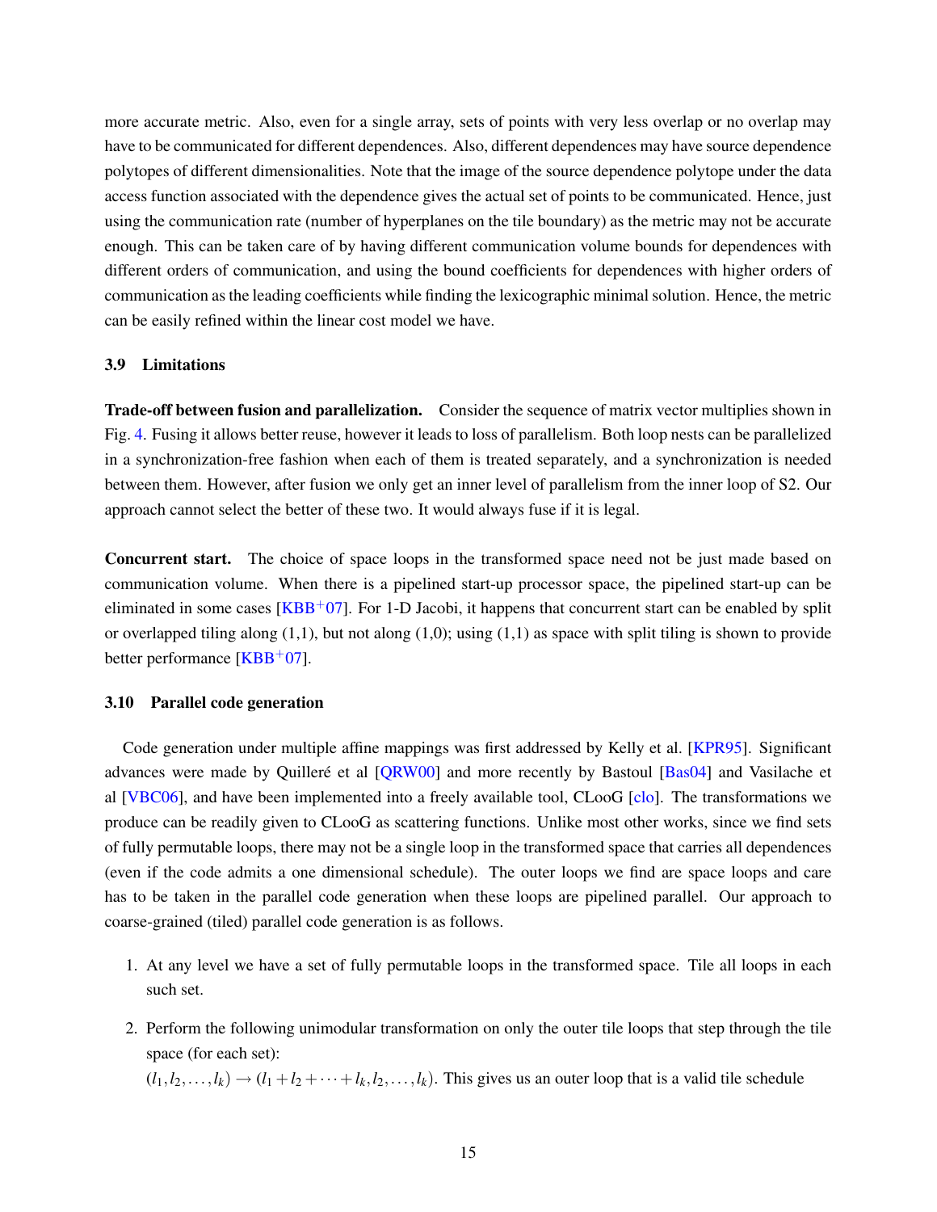more accurate metric. Also, even for a single array, sets of points with very less overlap or no overlap may have to be communicated for different dependences. Also, different dependences may have source dependence polytopes of different dimensionalities. Note that the image of the source dependence polytope under the data access function associated with the dependence gives the actual set of points to be communicated. Hence, just using the communication rate (number of hyperplanes on the tile boundary) as the metric may not be accurate enough. This can be taken care of by having different communication volume bounds for dependences with different orders of communication, and using the bound coefficients for dependences with higher orders of communication as the leading coefficients while finding the lexicographic minimal solution. Hence, the metric can be easily refined within the linear cost model we have.

### 3.9 Limitations

**Trade-off between fusion and parallelization.** Consider the sequence of matrix vector multiplies shown in Fig. 4. Fusing it allows better reuse, however it leads to loss of parallelism. Both loop nests can be parallelized in a synchronization-free fashion when each of them is treated separately, and a synchronization is needed between them. However, after fusion we only get an inner level of parallelism from the inner loop of S2. Our approach cannot select the better of these two. It would always fuse if it is legal.

**Concurrent start.** The choice of space loops in the transformed space need not be just made based on communication volume. When there is a pipelined start-up processor space, the pipelined start-up can be eliminated in some cases [KBB+07]. For 1-D Jacobi, it happens that concurrent start can be enabled by split or overlapped tiling along (1,1), but not along (1,0); using (1,1) as space with split tiling is shown to provide better performance [KBB+07].

### 3.10 Parallel code generation

Code generation under multiple affine mappings was first addressed by Kelly et al. [KPR95]. Significant advances were made by Quilleré et al [QRW00] and more recently by Bastoul [Bas04] and Vasilache et al [VBC06], and have been implemented into a freely available tool, CLooG [clo]. The transformations we produce can be readily given to CLooG as scattering functions. Unlike most other works, since we find sets of fully permutable loops, there may not be a single loop in the transformed space that carries all dependences (even if the code admits a one dimensional schedule). The outer loops we find are space loops and care has to be taken in the parallel code generation when these loops are pipelined parallel. Our approach to coarse-grained (tiled) parallel code generation is as follows.

1. At any level we have a set of fully permutable loops in the transformed space. Tile all loops in each such set.
2. Perform the following unimodular transformation on only the outer tile loops that step through the tile space (for each set):
   $(l_1, l_2, \ldots, l_k) \rightarrow (l_1 + l_2 + \cdots + l_k, l_2, \ldots, l_k)$. This gives us an outer loop that is a valid tile schedule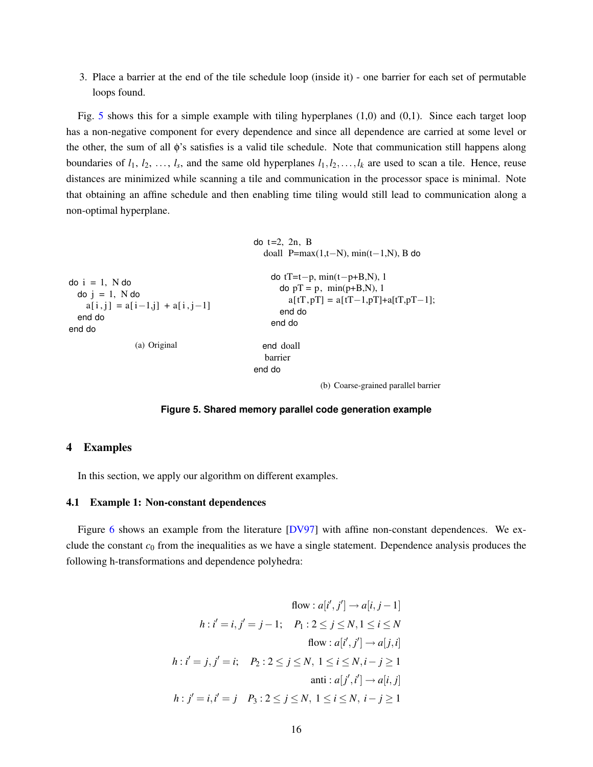3. Place a barrier at the end of the tile schedule loop (inside it) - one barrier for each set of permutable loops found.

Fig. 5 shows this for a simple example with tiling hyperplanes (1,0) and (0,1). Since each target loop has a non-negative component for every dependence and since all dependence are carried at some level or the other, the sum of all $\phi$'s satisfies is a valid tile schedule. Note that communication still happens along boundaries of $l_1$, $l_2$, ..., $l_s$, and the same old hyperplanes $l_1, l_2, \ldots, l_k$ are used to scan a tile. Hence, reuse distances are minimized while scanning a tile and communication in the processor space is minimal. Note that obtaining an affine schedule and then enabling time tiling would still lead to communication along a non-optimal hyperplane.

```
do i = 1, N do
  do j = 1, N do
    a[i,j] = a[i-1,j] + a[i,j-1]
  end do
end do
```

(a) Original

```
do t=2, 2n, B
  doall P=max(1,t-N), min(t-1,N), B do

    do tT=t-p, min(t-p+B,N), 1
      do pT = p, min(p+B,N), 1
        a[tT,pT] = a[tT-1,pT]+a[tT,pT-1];
      end do
    end do

  end doall
  barrier
end do
```

(b) Coarse-grained parallel barrier

**Figure 5. Shared memory parallel code generation example**

## 4 Examples

In this section, we apply our algorithm on different examples.

### 4.1 Example 1: Non-constant dependences

Figure 6 shows an example from the literature [DV97] with affine non-constant dependences. We exclude the constant $c_0$ from the inequalities as we have a single statement. Dependence analysis produces the following h-transformations and dependence polyhedra:

$$\text{flow} : a[i', j'] \rightarrow a[i, j-1]$$

$$h : i' = i, j' = j-1; \quad P_1 : 2 \leq j \leq N, 1 \leq i \leq N$$

$$\text{flow} : a[i', j'] \rightarrow a[j, i]$$

$$h : i' = j, j' = i; \quad P_2 : 2 \leq j \leq N,\ 1 \leq i \leq N, i-j \geq 1$$

$$\text{anti} : a[j', i'] \rightarrow a[i, j]$$

$$h : j' = i, i' = j \quad P_3 : 2 \leq j \leq N,\ 1 \leq i \leq N,\ i-j \geq 1$$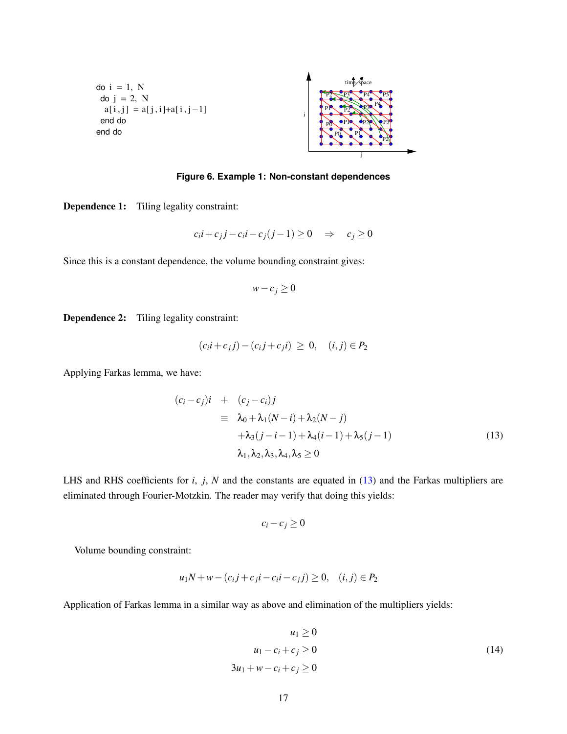```
do i = 1, N
 do j = 2, N
  a[i,j] = a[j,i]+a[i,j-1]
 end do
end do
```

**Figure 6. Example 1: Non-constant dependences**

**Dependence 1:** Tiling legality constraint:

$$c_i i + c_j j - c_i i - c_j (j-1) \geq 0 \quad \Rightarrow \quad c_j \geq 0$$

Since this is a constant dependence, the volume bounding constraint gives:

$$w - c_j \geq 0$$

**Dependence 2:** Tiling legality constraint:

$$(c_i i + c_j j) - (c_i j + c_j i) \ \geq \ 0, \quad (i,j) \in P_2$$

Applying Farkas lemma, we have:

$$\begin{aligned}
(c_i - c_j)i \quad + \quad & (c_j - c_i)j \\
\equiv \quad & \lambda_0 + \lambda_1(N-i) + \lambda_2(N-j) \\
& + \lambda_3(j-i-1) + \lambda_4(i-1) + \lambda_5(j-1) \\
& \lambda_1, \lambda_2, \lambda_3, \lambda_4, \lambda_5 \geq 0
\end{aligned} \tag{13}$$

LHS and RHS coefficients for $i$, $j$, $N$ and the constants are equated in (13) and the Farkas multipliers are eliminated through Fourier-Motzkin. The reader may verify that doing this yields:

$$c_i - c_j \geq 0$$

Volume bounding constraint:

$$u_1 N + w - (c_i j + c_j i - c_i i - c_j j) \geq 0, \quad (i,j) \in P_2$$

Application of Farkas lemma in a similar way as above and elimination of the multipliers yields:

$$\begin{aligned}
u_1 &\geq 0 \\
u_1 - c_i + c_j &\geq 0 \\
3u_1 + w - c_i + c_j &\geq 0
\end{aligned} \tag{14}$$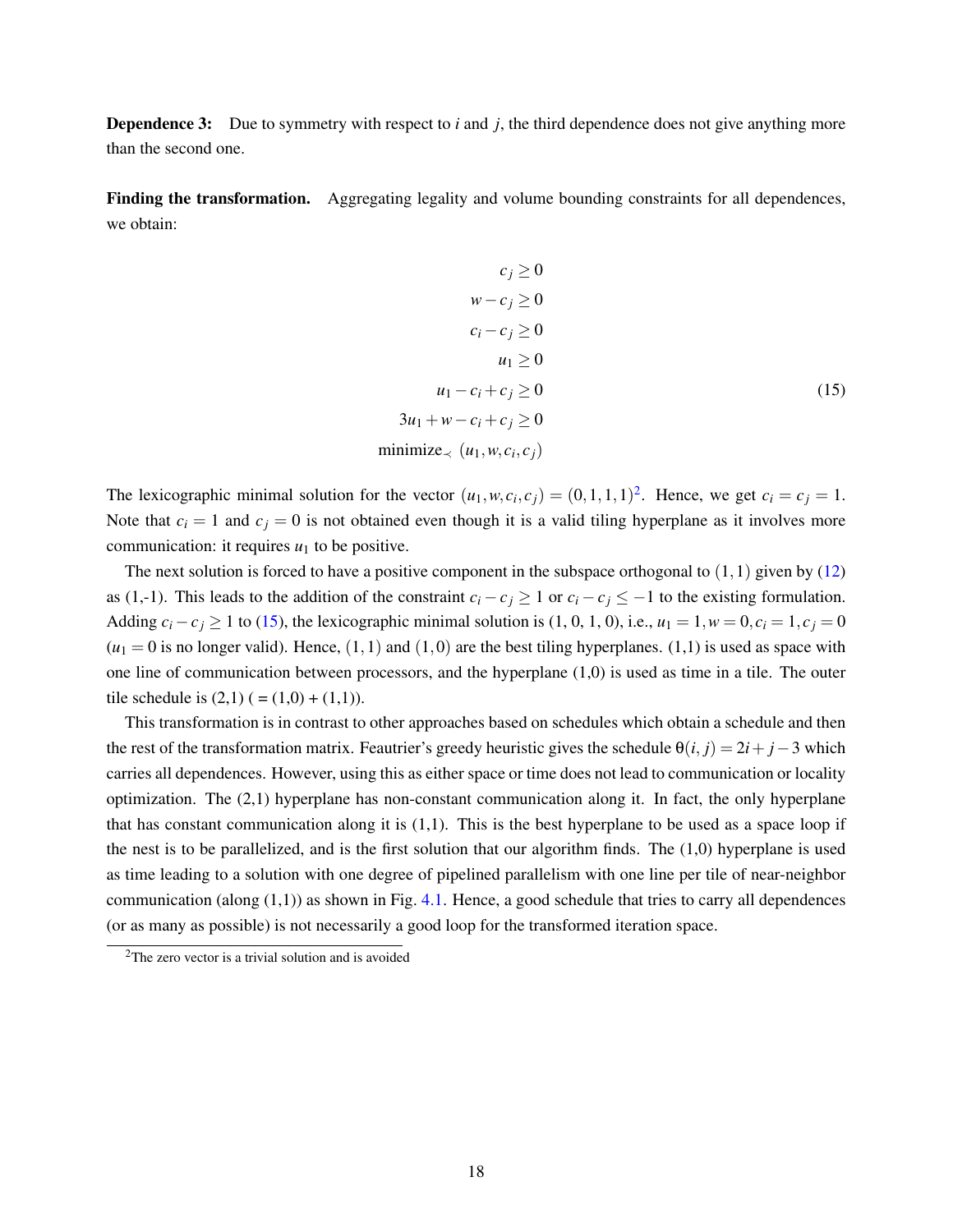**Dependence 3:** Due to symmetry with respect to $i$ and $j$, the third dependence does not give anything more than the second one.

**Finding the transformation.** Aggregating legality and volume bounding constraints for all dependences, we obtain:

$$
\begin{aligned}
c_j &\geq 0 \\
w - c_j &\geq 0 \\
c_i - c_j &\geq 0 \\
u_1 &\geq 0 \\
u_1 - c_i + c_j &\geq 0 \\
3u_1 + w - c_i + c_j &\geq 0 \\
\text{minimize}_{\prec}\ (u_1, w, c_i, c_j)&
\end{aligned}
\tag{15}
$$

The lexicographic minimal solution for the vector $(u_1, w, c_i, c_j) = (0, 1, 1, 1)$[2]. Hence, we get $c_i = c_j = 1$. Note that $c_i = 1$ and $c_j = 0$ is not obtained even though it is a valid tiling hyperplane as it involves more communication: it requires $u_1$ to be positive.

The next solution is forced to have a positive component in the subspace orthogonal to $(1,1)$ given by (12) as (1,-1). This leads to the addition of the constraint $c_i - c_j \geq 1$ or $c_i - c_j \leq -1$ to the existing formulation. Adding $c_i - c_j \geq 1$ to (15), the lexicographic minimal solution is (1, 0, 1, 0), i.e., $u_1 = 1, w = 0, c_i = 1, c_j = 0$ ($u_1 = 0$ is no longer valid). Hence, $(1,1)$ and $(1,0)$ are the best tiling hyperplanes. (1,1) is used as space with one line of communication between processors, and the hyperplane (1,0) is used as time in a tile. The outer tile schedule is (2,1) ( = (1,0) + (1,1)).

This transformation is in contrast to other approaches based on schedules which obtain a schedule and then the rest of the transformation matrix. Feautrier's greedy heuristic gives the schedule $\theta(i, j) = 2i + j - 3$ which carries all dependences. However, using this as either space or time does not lead to communication or locality optimization. The (2,1) hyperplane has non-constant communication along it. In fact, the only hyperplane that has constant communication along it is (1,1). This is the best hyperplane to be used as a space loop if the nest is to be parallelized, and is the first solution that our algorithm finds. The (1,0) hyperplane is used as time leading to a solution with one degree of pipelined parallelism with one line per tile of near-neighbor communication (along (1,1)) as shown in Fig. 4.1. Hence, a good schedule that tries to carry all dependences (or as many as possible) is not necessarily a good loop for the transformed iteration space.

[2] The zero vector is a trivial solution and is avoided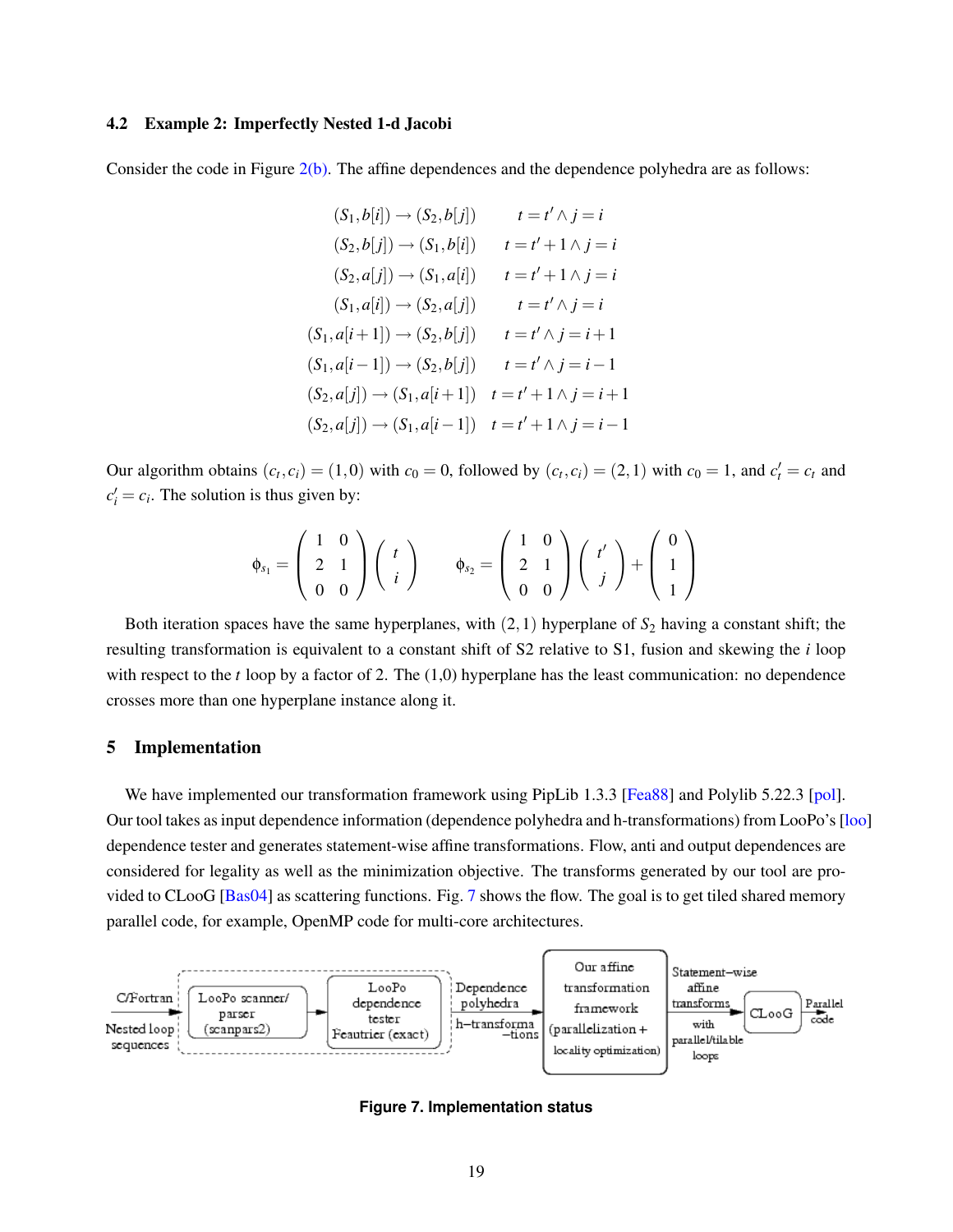### 4.2 Example 2: Imperfectly Nested 1-d Jacobi

Consider the code in Figure 2(b). The affine dependences and the dependence polyhedra are as follows:

$$
\begin{array}{rl}
(S_1, b[i]) \rightarrow (S_2, b[j]) & t = t' \wedge j = i \\
(S_2, b[j]) \rightarrow (S_1, b[i]) & t = t' + 1 \wedge j = i \\
(S_2, a[j]) \rightarrow (S_1, a[i]) & t = t' + 1 \wedge j = i \\
(S_1, a[i]) \rightarrow (S_2, a[j]) & t = t' \wedge j = i \\
(S_1, a[i+1]) \rightarrow (S_2, b[j]) & t = t' \wedge j = i + 1 \\
(S_1, a[i-1]) \rightarrow (S_2, b[j]) & t = t' \wedge j = i - 1 \\
(S_2, a[j]) \rightarrow (S_1, a[i+1]) & t = t' + 1 \wedge j = i + 1 \\
(S_2, a[j]) \rightarrow (S_1, a[i-1]) & t = t' + 1 \wedge j = i - 1
\end{array}
$$

Our algorithm obtains $(c_t, c_i) = (1, 0)$ with $c_0 = 0$, followed by $(c_t, c_i) = (2, 1)$ with $c_0 = 1$, and $c'_t = c_t$ and $c'_i = c_i$. The solution is thus given by:

$$
\phi_{s_1} = \begin{pmatrix} 1 & 0 \\ 2 & 1 \\ 0 & 0 \end{pmatrix} \begin{pmatrix} t \\ i \end{pmatrix} \qquad \phi_{s_2} = \begin{pmatrix} 1 & 0 \\ 2 & 1 \\ 0 & 0 \end{pmatrix} \begin{pmatrix} t' \\ j \end{pmatrix} + \begin{pmatrix} 0 \\ 1 \\ 1 \end{pmatrix}
$$

Both iteration spaces have the same hyperplanes, with $(2, 1)$ hyperplane of $S_2$ having a constant shift; the resulting transformation is equivalent to a constant shift of S2 relative to S1, fusion and skewing the $i$ loop with respect to the $t$ loop by a factor of 2. The (1,0) hyperplane has the least communication: no dependence crosses more than one hyperplane instance along it.

## 5 Implementation

We have implemented our transformation framework using PipLib 1.3.3 [Fea88] and Polylib 5.22.3 [pol]. Our tool takes as input dependence information (dependence polyhedra and h-transformations) from LooPo's [loo] dependence tester and generates statement-wise affine transformations. Flow, anti and output dependences are considered for legality as well as the minimization objective. The transforms generated by our tool are provided to CLooG [Bas04] as scattering functions. Fig. 7 shows the flow. The goal is to get tiled shared memory parallel code, for example, OpenMP code for multi-core architectures.

C/Fortran Nested loop sequences → LooPo scanner/ parser (scanpars2) → LooPo dependence tester Feautrier (exact) → Dependence polyhedra h-transformations → Our affine transformation framework (parallelization + locality optimization) → Statement-wise affine transforms with parallel/tilable loops → CLooG → Parallel code

**Figure 7. Implementation status**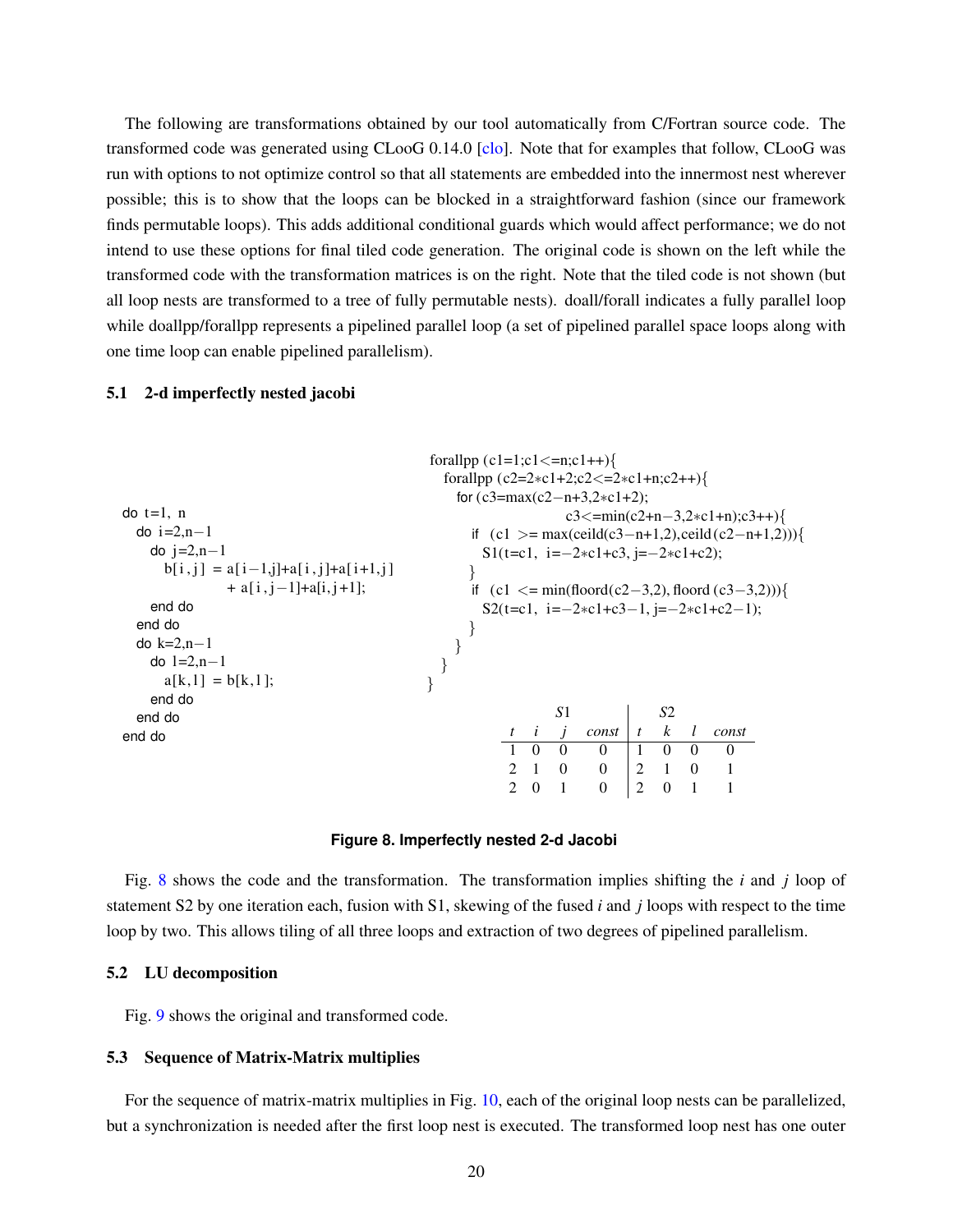The following are transformations obtained by our tool automatically from C/Fortran source code. The transformed code was generated using CLooG 0.14.0 [clo]. Note that for examples that follow, CLooG was run with options to not optimize control so that all statements are embedded into the innermost nest wherever possible; this is to show that the loops can be blocked in a straightforward fashion (since our framework finds permutable loops). This adds additional conditional guards which would affect performance; we do not intend to use these options for final tiled code generation. The original code is shown on the left while the transformed code with the transformation matrices is on the right. Note that the tiled code is not shown (but all loop nests are transformed to a tree of fully permutable nests). doall/forall indicates a fully parallel loop while doallpp/forallpp represents a pipelined parallel loop (a set of pipelined parallel space loops along with one time loop can enable pipelined parallelism).

### 5.1 2-d imperfectly nested jacobi

```
do t=1, n
  do i=2,n−1
    do j=2,n−1
      b[i,j] = a[i−1,j]+a[i,j]+a[i+1,j]
               + a[i,j−1]+a[i,j+1];
    end do
  end do
  do k=2,n−1
    do l=2,n−1
      a[k,l] = b[k,l];
    end do
  end do
end do
```

```
forallpp (c1=1;c1<=n;c1++){
  forallpp (c2=2*c1+2;c2<=2*c1+n;c2++){
    for (c3=max(c2−n+3,2*c1+2);
                    c3<=min(c2+n−3,2*c1+n);c3++){
      if  (c1 >= max(ceild(c3−n+1,2),ceild(c2−n+1,2))){
        S1(t=c1, i=−2*c1+c3, j=−2*c1+c2);
      }
      if  (c1 <= min(floord(c2−3,2), floord(c3−3,2))){
        S2(t=c1, i=−2*c1+c3−1, j=−2*c1+c2−1);
      }
    }
  }
}
```

| S1 | | | | S2 | | | |
|---|---|---|---|---|---|---|---|
| $t$ | $i$ | $j$ | $const$ | $t$ | $k$ | $l$ | $const$ |
| 1 | 0 | 0 | 0 | 1 | 0 | 0 | 0 |
| 2 | 1 | 0 | 0 | 2 | 1 | 0 | 1 |
| 2 | 0 | 1 | 0 | 2 | 0 | 1 | 1 |

**Figure 8. Imperfectly nested 2-d Jacobi**

Fig. 8 shows the code and the transformation. The transformation implies shifting the $i$ and $j$ loop of statement S2 by one iteration each, fusion with S1, skewing of the fused $i$ and $j$ loops with respect to the time loop by two. This allows tiling of all three loops and extraction of two degrees of pipelined parallelism.

### 5.2 LU decomposition

Fig. 9 shows the original and transformed code.

### 5.3 Sequence of Matrix-Matrix multiplies

For the sequence of matrix-matrix multiplies in Fig. 10, each of the original loop nests can be parallelized, but a synchronization is needed after the first loop nest is executed. The transformed loop nest has one outer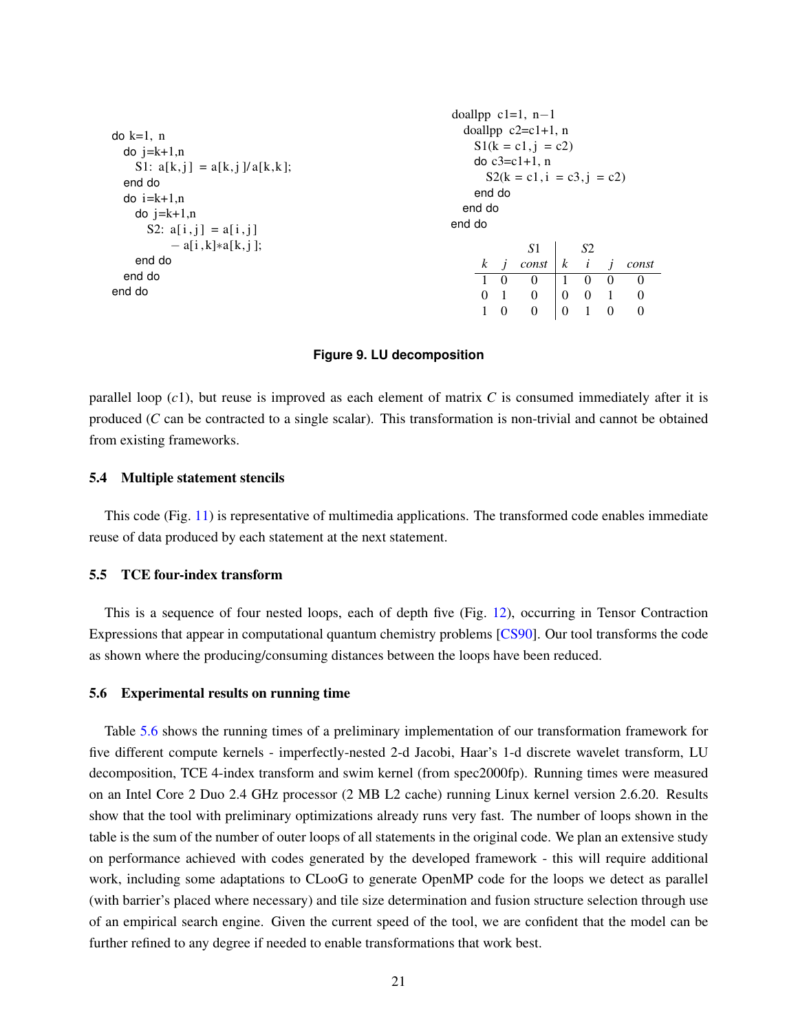```
do k=1, n
  do j=k+1,n
    S1: a[k,j] = a[k,j]/a[k,k];
  end do
  do i=k+1,n
    do j=k+1,n
      S2: a[i,j] = a[i,j]
          - a[i,k]*a[k,j];
    end do
  end do
end do
```

```
doallpp c1=1, n-1
  doallpp c2=c1+1, n
    S1(k = c1,j = c2)
    do c3=c1+1, n
      S2(k = c1,i = c3,j = c2)
    end do
  end do
end do
```

| $S1$ | | | $S2$ | | | |
|---|---|---|---|---|---|---|
| $k$ | $j$ | *const* | $k$ | $i$ | $j$ | *const* |
| 1 | 0 | 0 | 1 | 0 | 0 | 0 |
| 0 | 1 | 0 | 0 | 0 | 1 | 0 |
| 1 | 0 | 0 | 0 | 1 | 0 | 0 |

**Figure 9. LU decomposition**

parallel loop ($c1$), but reuse is improved as each element of matrix $C$ is consumed immediately after it is produced ($C$ can be contracted to a single scalar). This transformation is non-trivial and cannot be obtained from existing frameworks.

### 5.4 Multiple statement stencils

This code (Fig. 11) is representative of multimedia applications. The transformed code enables immediate reuse of data produced by each statement at the next statement.

### 5.5 TCE four-index transform

This is a sequence of four nested loops, each of depth five (Fig. 12), occurring in Tensor Contraction Expressions that appear in computational quantum chemistry problems [CS90]. Our tool transforms the code as shown where the producing/consuming distances between the loops have been reduced.

### 5.6 Experimental results on running time

Table 5.6 shows the running times of a preliminary implementation of our transformation framework for five different compute kernels - imperfectly-nested 2-d Jacobi, Haar's 1-d discrete wavelet transform, LU decomposition, TCE 4-index transform and swim kernel (from spec2000fp). Running times were measured on an Intel Core 2 Duo 2.4 GHz processor (2 MB L2 cache) running Linux kernel version 2.6.20. Results show that the tool with preliminary optimizations already runs very fast. The number of loops shown in the table is the sum of the number of outer loops of all statements in the original code. We plan an extensive study on performance achieved with codes generated by the developed framework - this will require additional work, including some adaptations to CLooG to generate OpenMP code for the loops we detect as parallel (with barrier's placed where necessary) and tile size determination and fusion structure selection through use of an empirical search engine. Given the current speed of the tool, we are confident that the model can be further refined to any degree if needed to enable transformations that work best.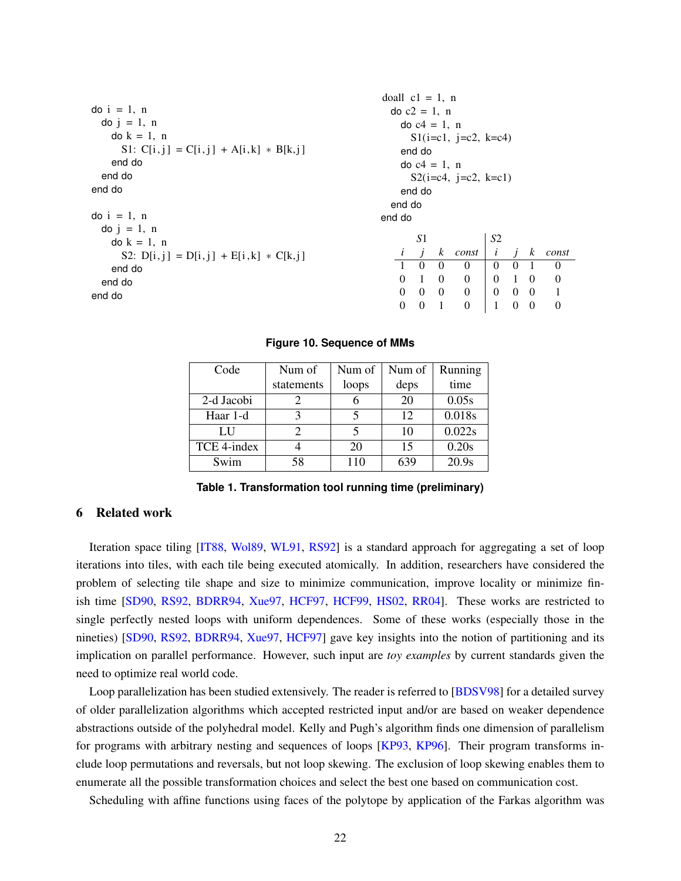```
do i = 1, n
  do j = 1, n
    do k = 1, n
      S1: C[i,j] = C[i,j] + A[i,k] * B[k,j]
    end do
  end do
end do

do i = 1, n
  do j = 1, n
    do k = 1, n
      S2: D[i,j] = D[i,j] + E[i,k] * C[k,j]
    end do
  end do
end do
```

```
doall c1 = 1, n
  do c2 = 1, n
    do c4 = 1, n
      S1(i=c1, j=c2, k=c4)
    end do
    do c4 = 1, n
      S2(i=c4, j=c2, k=c1)
    end do
  end do
end do
```

| *S1* | | | | *S2* | | | |
|---|---|---|---|---|---|---|---|
| *i* | *j* | *k* | *const* | *i* | *j* | *k* | *const* |
| 1 | 0 | 0 | 0 | 0 | 0 | 1 | 0 |
| 0 | 1 | 0 | 0 | 0 | 1 | 0 | 0 |
| 0 | 0 | 0 | 0 | 0 | 0 | 0 | 1 |
| 0 | 0 | 1 | 0 | 1 | 0 | 0 | 0 |

**Figure 10. Sequence of MMs**

| Code | Num of statements | Num of loops | Num of deps | Running time |
|---|---|---|---|---|
| 2-d Jacobi | 2 | 6 | 20 | 0.05s |
| Haar 1-d | 3 | 5 | 12 | 0.018s |
| LU | 2 | 5 | 10 | 0.022s |
| TCE 4-index | 4 | 20 | 15 | 0.20s |
| Swim | 58 | 110 | 639 | 20.9s |

**Table 1. Transformation tool running time (preliminary)**

## 6 Related work

Iteration space tiling [IT88, Wol89, WL91, RS92] is a standard approach for aggregating a set of loop iterations into tiles, with each tile being executed atomically. In addition, researchers have considered the problem of selecting tile shape and size to minimize communication, improve locality or minimize finish time [SD90, RS92, BDRR94, Xue97, HCF97, HCF99, HS02, RR04]. These works are restricted to single perfectly nested loops with uniform dependences. Some of these works (especially those in the nineties) [SD90, RS92, BDRR94, Xue97, HCF97] gave key insights into the notion of partitioning and its implication on parallel performance. However, such input are *toy examples* by current standards given the need to optimize real world code.

Loop parallelization has been studied extensively. The reader is referred to [BDSV98] for a detailed survey of older parallelization algorithms which accepted restricted input and/or are based on weaker dependence abstractions outside of the polyhedral model. Kelly and Pugh's algorithm finds one dimension of parallelism for programs with arbitrary nesting and sequences of loops [KP93, KP96]. Their program transforms include loop permutations and reversals, but not loop skewing. The exclusion of loop skewing enables them to enumerate all the possible transformation choices and select the best one based on communication cost.

Scheduling with affine functions using faces of the polytope by application of the Farkas algorithm was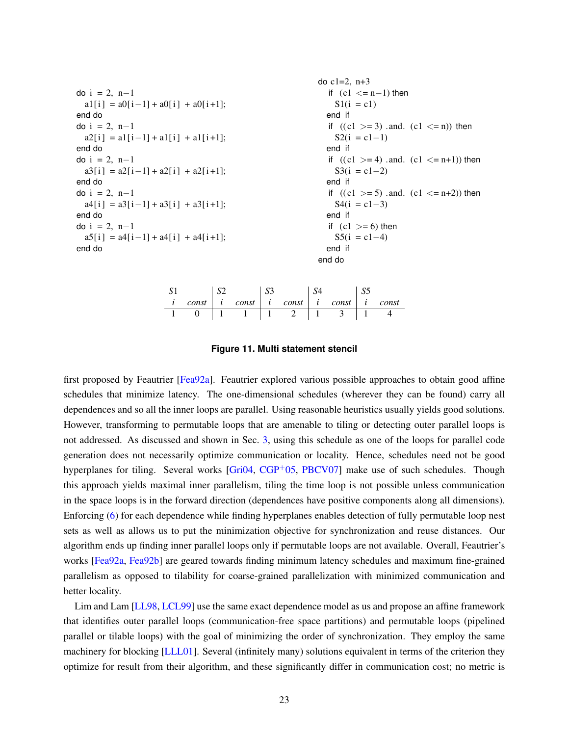```
do i = 2, n−1
  a1[i] = a0[i−1] + a0[i] + a0[i+1];
end do
do i = 2, n−1
  a2[i] = a1[i−1] + a1[i] + a1[i+1];
end do
do i = 2, n−1
  a3[i] = a2[i−1] + a2[i] + a2[i+1];
end do
do i = 2, n−1
  a4[i] = a3[i−1] + a3[i] + a3[i+1];
end do
do i = 2, n−1
  a5[i] = a4[i−1] + a4[i] + a4[i+1];
end do
```

```
do c1=2, n+3
  if (c1 <= n−1) then
    S1(i = c1)
  end if
  if ((c1 >= 3) .and. (c1 <= n)) then
    S2(i = c1−1)
  end if
  if ((c1 >= 4) .and. (c1 <= n+1)) then
    S3(i = c1−2)
  end if
  if ((c1 >= 5) .and. (c1 <= n+2)) then
    S4(i = c1−3)
  end if
  if (c1 >= 6) then
    S5(i = c1−4)
  end if
end do
```

| *S1* | | *S2* | | *S3* | | *S4* | | *S5* | |
|---|---|---|---|---|---|---|---|---|---|
| *i* | *const* | *i* | *const* | *i* | *const* | *i* | *const* | *i* | *const* |
| 1 | 0 | 1 | 1 | 1 | 2 | 1 | 3 | 1 | 4 |

**Figure 11. Multi statement stencil**

first proposed by Feautrier [Fea92a]. Feautrier explored various possible approaches to obtain good affine schedules that minimize latency. The one-dimensional schedules (wherever they can be found) carry all dependences and so all the inner loops are parallel. Using reasonable heuristics usually yields good solutions. However, transforming to permutable loops that are amenable to tiling or detecting outer parallel loops is not addressed. As discussed and shown in Sec. 3, using this schedule as one of the loops for parallel code generation does not necessarily optimize communication or locality. Hence, schedules need not be good hyperplanes for tiling. Several works [Gri04, CGP+05, PBCV07] make use of such schedules. Though this approach yields maximal inner parallelism, tiling the time loop is not possible unless communication in the space loops is in the forward direction (dependences have positive components along all dimensions). Enforcing (6) for each dependence while finding hyperplanes enables detection of fully permutable loop nest sets as well as allows us to put the minimization objective for synchronization and reuse distances. Our algorithm ends up finding inner parallel loops only if permutable loops are not available. Overall, Feautrier's works [Fea92a, Fea92b] are geared towards finding minimum latency schedules and maximum fine-grained parallelism as opposed to tilability for coarse-grained parallelization with minimized communication and better locality.

Lim and Lam [LL98, LCL99] use the same exact dependence model as us and propose an affine framework that identifies outer parallel loops (communication-free space partitions) and permutable loops (pipelined parallel or tilable loops) with the goal of minimizing the order of synchronization. They employ the same machinery for blocking [LLL01]. Several (infinitely many) solutions equivalent in terms of the criterion they optimize for result from their algorithm, and these significantly differ in communication cost; no metric is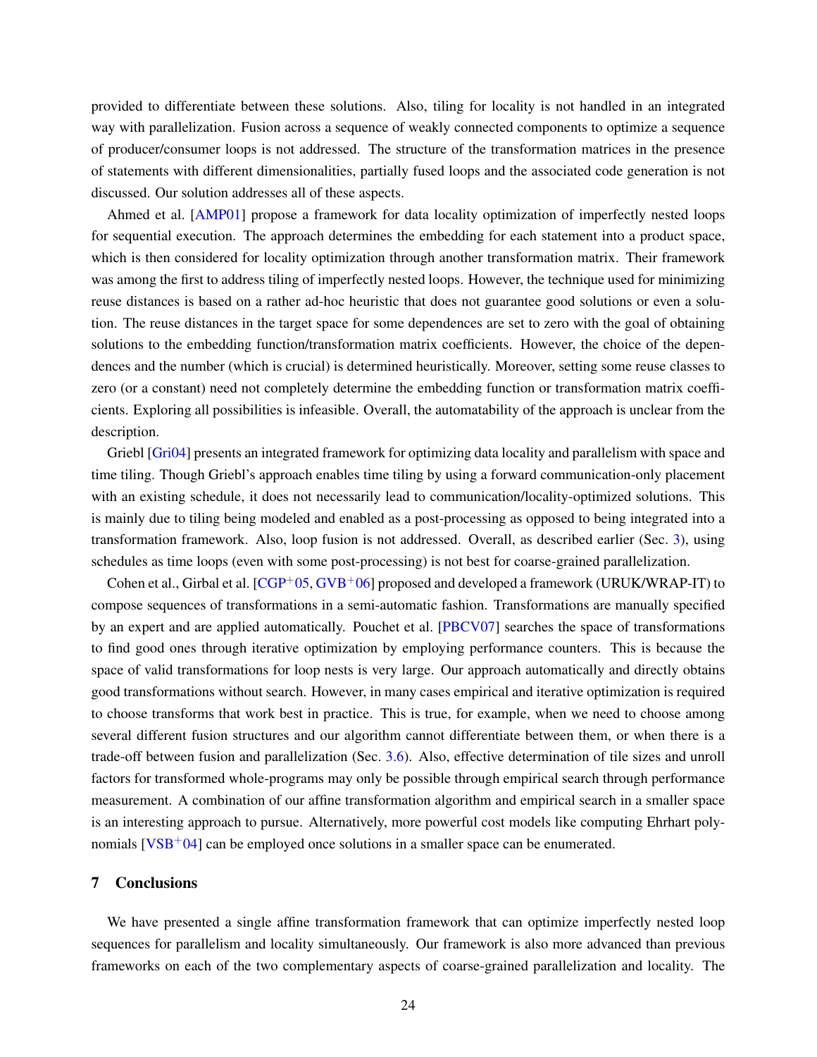provided to differentiate between these solutions. Also, tiling for locality is not handled in an integrated way with parallelization. Fusion across a sequence of weakly connected components to optimize a sequence of producer/consumer loops is not addressed. The structure of the transformation matrices in the presence of statements with different dimensionalities, partially fused loops and the associated code generation is not discussed. Our solution addresses all of these aspects.

Ahmed et al. [AMP01] propose a framework for data locality optimization of imperfectly nested loops for sequential execution. The approach determines the embedding for each statement into a product space, which is then considered for locality optimization through another transformation matrix. Their framework was among the first to address tiling of imperfectly nested loops. However, the technique used for minimizing reuse distances is based on a rather ad-hoc heuristic that does not guarantee good solutions or even a solution. The reuse distances in the target space for some dependences are set to zero with the goal of obtaining solutions to the embedding function/transformation matrix coefficients. However, the choice of the dependences and the number (which is crucial) is determined heuristically. Moreover, setting some reuse classes to zero (or a constant) need not completely determine the embedding function or transformation matrix coefficients. Exploring all possibilities is infeasible. Overall, the automatability of the approach is unclear from the description.

Griebl [Gri04] presents an integrated framework for optimizing data locality and parallelism with space and time tiling. Though Griebl's approach enables time tiling by using a forward communication-only placement with an existing schedule, it does not necessarily lead to communication/locality-optimized solutions. This is mainly due to tiling being modeled and enabled as a post-processing as opposed to being integrated into a transformation framework. Also, loop fusion is not addressed. Overall, as described earlier (Sec. 3), using schedules as time loops (even with some post-processing) is not best for coarse-grained parallelization.

Cohen et al., Girbal et al. [CGP+05, GVB+06] proposed and developed a framework (URUK/WRAP-IT) to compose sequences of transformations in a semi-automatic fashion. Transformations are manually specified by an expert and are applied automatically. Pouchet et al. [PBCV07] searches the space of transformations to find good ones through iterative optimization by employing performance counters. This is because the space of valid transformations for loop nests is very large. Our approach automatically and directly obtains good transformations without search. However, in many cases empirical and iterative optimization is required to choose transforms that work best in practice. This is true, for example, when we need to choose among several different fusion structures and our algorithm cannot differentiate between them, or when there is a trade-off between fusion and parallelization (Sec. 3.6). Also, effective determination of tile sizes and unroll factors for transformed whole-programs may only be possible through empirical search through performance measurement. A combination of our affine transformation algorithm and empirical search in a smaller space is an interesting approach to pursue. Alternatively, more powerful cost models like computing Ehrhart polynomials [VSB+04] can be employed once solutions in a smaller space can be enumerated.

## 7 Conclusions

We have presented a single affine transformation framework that can optimize imperfectly nested loop sequences for parallelism and locality simultaneously. Our framework is also more advanced than previous frameworks on each of the two complementary aspects of coarse-grained parallelization and locality. The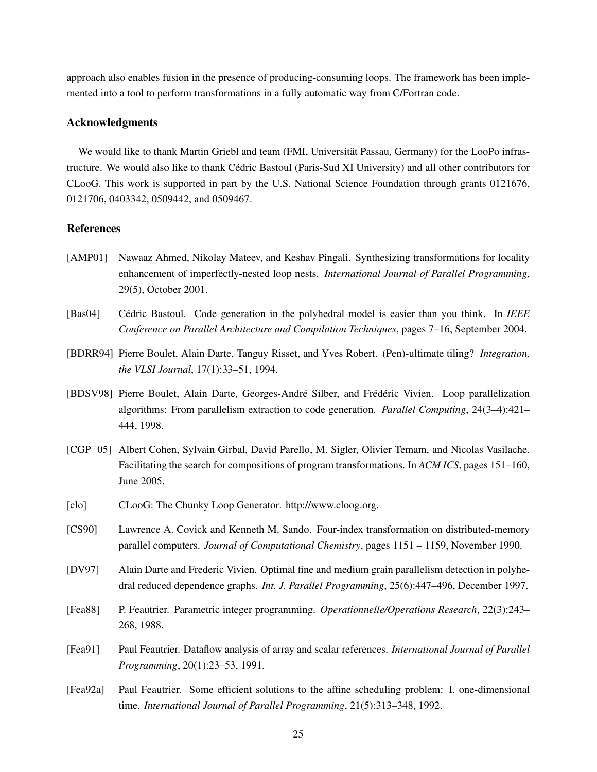approach also enables fusion in the presence of producing-consuming loops. The framework has been implemented into a tool to perform transformations in a fully automatic way from C/Fortran code.

## Acknowledgments

We would like to thank Martin Griebl and team (FMI, Universität Passau, Germany) for the LooPo infrastructure. We would also like to thank Cédric Bastoul (Paris-Sud XI University) and all other contributors for CLooG. This work is supported in part by the U.S. National Science Foundation through grants 0121676, 0121706, 0403342, 0509442, and 0509467.

## References

[AMP01] Nawaaz Ahmed, Nikolay Mateev, and Keshav Pingali. Synthesizing transformations for locality enhancement of imperfectly-nested loop nests. *International Journal of Parallel Programming*, 29(5), October 2001.

[Bas04] Cédric Bastoul. Code generation in the polyhedral model is easier than you think. In *IEEE Conference on Parallel Architecture and Compilation Techniques*, pages 7–16, September 2004.

[BDRR94] Pierre Boulet, Alain Darte, Tanguy Risset, and Yves Robert. (Pen)-ultimate tiling? *Integration, the VLSI Journal*, 17(1):33–51, 1994.

[BDSV98] Pierre Boulet, Alain Darte, Georges-André Silber, and Frédéric Vivien. Loop parallelization algorithms: From parallelism extraction to code generation. *Parallel Computing*, 24(3–4):421–444, 1998.

[CGP+05] Albert Cohen, Sylvain Girbal, David Parello, M. Sigler, Olivier Temam, and Nicolas Vasilache. Facilitating the search for compositions of program transformations. In *ACM ICS*, pages 151–160, June 2005.

[clo] CLooG: The Chunky Loop Generator. http://www.cloog.org.

[CS90] Lawrence A. Covick and Kenneth M. Sando. Four-index transformation on distributed-memory parallel computers. *Journal of Computational Chemistry*, pages 1151 – 1159, November 1990.

[DV97] Alain Darte and Frederic Vivien. Optimal fine and medium grain parallelism detection in polyhedral reduced dependence graphs. *Int. J. Parallel Programming*, 25(6):447–496, December 1997.

[Fea88] P. Feautrier. Parametric integer programming. *Operationnelle/Operations Research*, 22(3):243–268, 1988.

[Fea91] Paul Feautrier. Dataflow analysis of array and scalar references. *International Journal of Parallel Programming*, 20(1):23–53, 1991.

[Fea92a] Paul Feautrier. Some efficient solutions to the affine scheduling problem: I. one-dimensional time. *International Journal of Parallel Programming*, 21(5):313–348, 1992.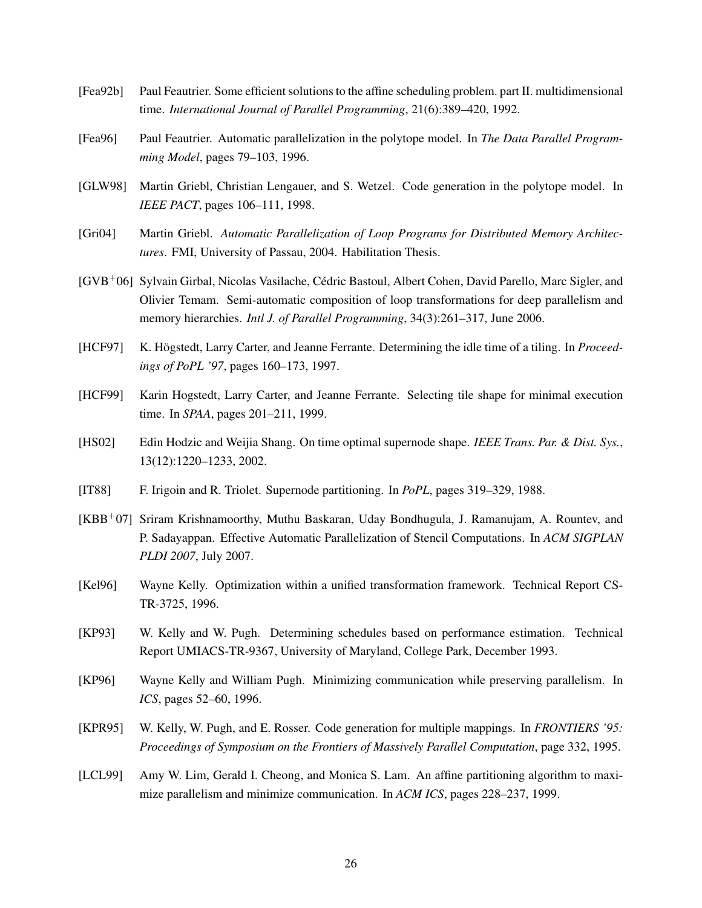[Fea92b] Paul Feautrier. Some efficient solutions to the affine scheduling problem. part II. multidimensional time. *International Journal of Parallel Programming*, 21(6):389–420, 1992.

[Fea96] Paul Feautrier. Automatic parallelization in the polytope model. In *The Data Parallel Programming Model*, pages 79–103, 1996.

[GLW98] Martin Griebl, Christian Lengauer, and S. Wetzel. Code generation in the polytope model. In *IEEE PACT*, pages 106–111, 1998.

[Gri04] Martin Griebl. *Automatic Parallelization of Loop Programs for Distributed Memory Architectures*. FMI, University of Passau, 2004. Habilitation Thesis.

[GVB+06] Sylvain Girbal, Nicolas Vasilache, Cédric Bastoul, Albert Cohen, David Parello, Marc Sigler, and Olivier Temam. Semi-automatic composition of loop transformations for deep parallelism and memory hierarchies. *Intl J. of Parallel Programming*, 34(3):261–317, June 2006.

[HCF97] K. Högstedt, Larry Carter, and Jeanne Ferrante. Determining the idle time of a tiling. In *Proceedings of PoPL '97*, pages 160–173, 1997.

[HCF99] Karin Hogstedt, Larry Carter, and Jeanne Ferrante. Selecting tile shape for minimal execution time. In *SPAA*, pages 201–211, 1999.

[HS02] Edin Hodzic and Weijia Shang. On time optimal supernode shape. *IEEE Trans. Par. & Dist. Sys.*, 13(12):1220–1233, 2002.

[IT88] F. Irigoin and R. Triolet. Supernode partitioning. In *PoPL*, pages 319–329, 1988.

[KBB+07] Sriram Krishnamoorthy, Muthu Baskaran, Uday Bondhugula, J. Ramanujam, A. Rountev, and P. Sadayappan. Effective Automatic Parallelization of Stencil Computations. In *ACM SIGPLAN PLDI 2007*, July 2007.

[Kel96] Wayne Kelly. Optimization within a unified transformation framework. Technical Report CS-TR-3725, 1996.

[KP93] W. Kelly and W. Pugh. Determining schedules based on performance estimation. Technical Report UMIACS-TR-9367, University of Maryland, College Park, December 1993.

[KP96] Wayne Kelly and William Pugh. Minimizing communication while preserving parallelism. In *ICS*, pages 52–60, 1996.

[KPR95] W. Kelly, W. Pugh, and E. Rosser. Code generation for multiple mappings. In *FRONTIERS '95: Proceedings of Symposium on the Frontiers of Massively Parallel Computation*, page 332, 1995.

[LCL99] Amy W. Lim, Gerald I. Cheong, and Monica S. Lam. An affine partitioning algorithm to maximize parallelism and minimize communication. In *ACM ICS*, pages 228–237, 1999.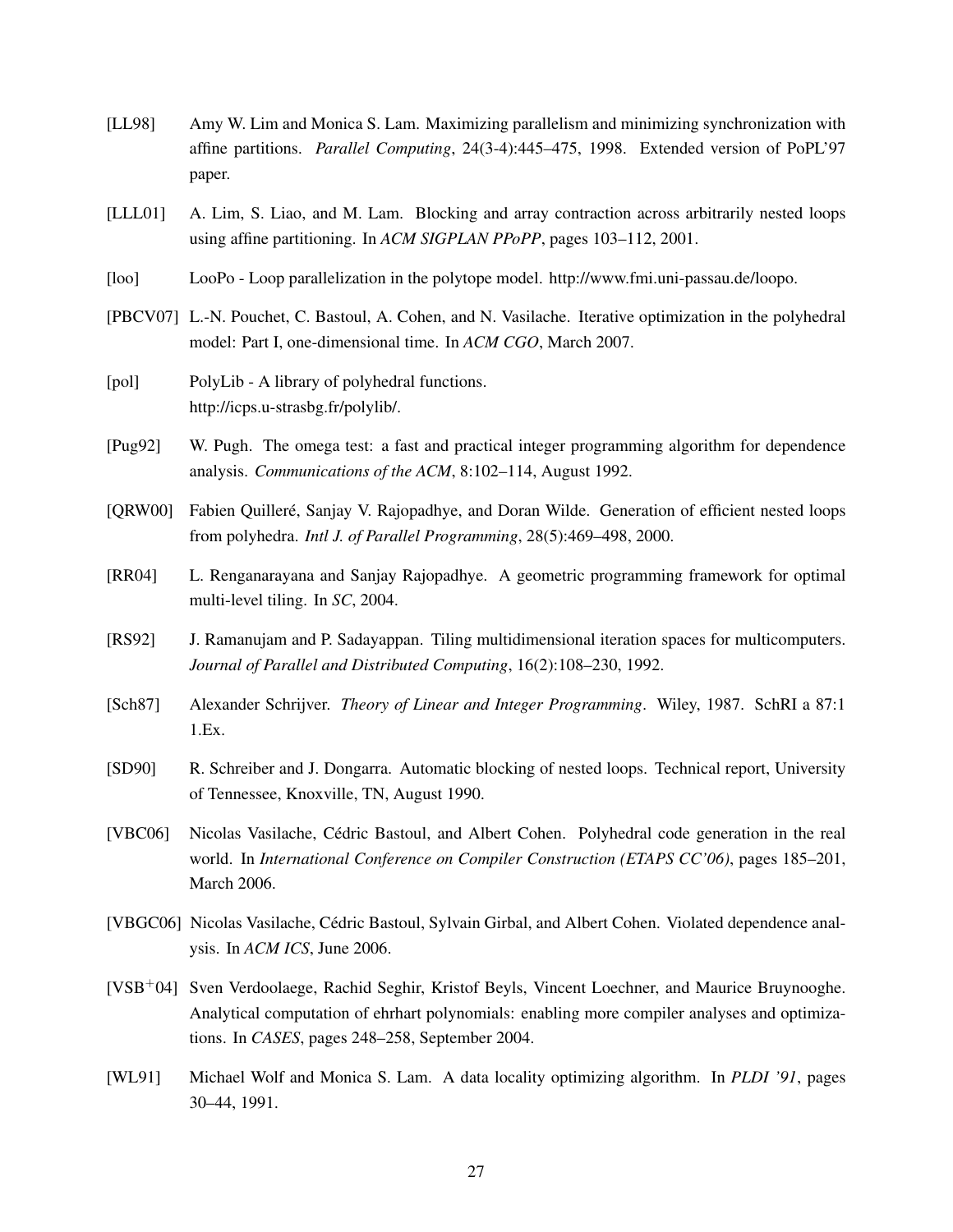[LL98] Amy W. Lim and Monica S. Lam. Maximizing parallelism and minimizing synchronization with affine partitions. *Parallel Computing*, 24(3-4):445–475, 1998. Extended version of PoPL'97 paper.

[LLL01] A. Lim, S. Liao, and M. Lam. Blocking and array contraction across arbitrarily nested loops using affine partitioning. In *ACM SIGPLAN PPoPP*, pages 103–112, 2001.

[loo] LooPo - Loop parallelization in the polytope model. http://www.fmi.uni-passau.de/loopo.

[PBCV07] L.-N. Pouchet, C. Bastoul, A. Cohen, and N. Vasilache. Iterative optimization in the polyhedral model: Part I, one-dimensional time. In *ACM CGO*, March 2007.

[pol] PolyLib - A library of polyhedral functions. http://icps.u-strasbg.fr/polylib/.

[Pug92] W. Pugh. The omega test: a fast and practical integer programming algorithm for dependence analysis. *Communications of the ACM*, 8:102–114, August 1992.

[QRW00] Fabien Quilleré, Sanjay V. Rajopadhye, and Doran Wilde. Generation of efficient nested loops from polyhedra. *Intl J. of Parallel Programming*, 28(5):469–498, 2000.

[RR04] L. Renganarayana and Sanjay Rajopadhye. A geometric programming framework for optimal multi-level tiling. In *SC*, 2004.

[RS92] J. Ramanujam and P. Sadayappan. Tiling multidimensional iteration spaces for multicomputers. *Journal of Parallel and Distributed Computing*, 16(2):108–230, 1992.

[Sch87] Alexander Schrijver. *Theory of Linear and Integer Programming*. Wiley, 1987. SchRI a 87:1 1.Ex.

[SD90] R. Schreiber and J. Dongarra. Automatic blocking of nested loops. Technical report, University of Tennessee, Knoxville, TN, August 1990.

[VBC06] Nicolas Vasilache, Cédric Bastoul, and Albert Cohen. Polyhedral code generation in the real world. In *International Conference on Compiler Construction (ETAPS CC'06)*, pages 185–201, March 2006.

[VBGC06] Nicolas Vasilache, Cédric Bastoul, Sylvain Girbal, and Albert Cohen. Violated dependence analysis. In *ACM ICS*, June 2006.

[VSB+04] Sven Verdoolaege, Rachid Seghir, Kristof Beyls, Vincent Loechner, and Maurice Bruynooghe. Analytical computation of ehrhart polynomials: enabling more compiler analyses and optimizations. In *CASES*, pages 248–258, September 2004.

[WL91] Michael Wolf and Monica S. Lam. A data locality optimizing algorithm. In *PLDI '91*, pages 30–44, 1991.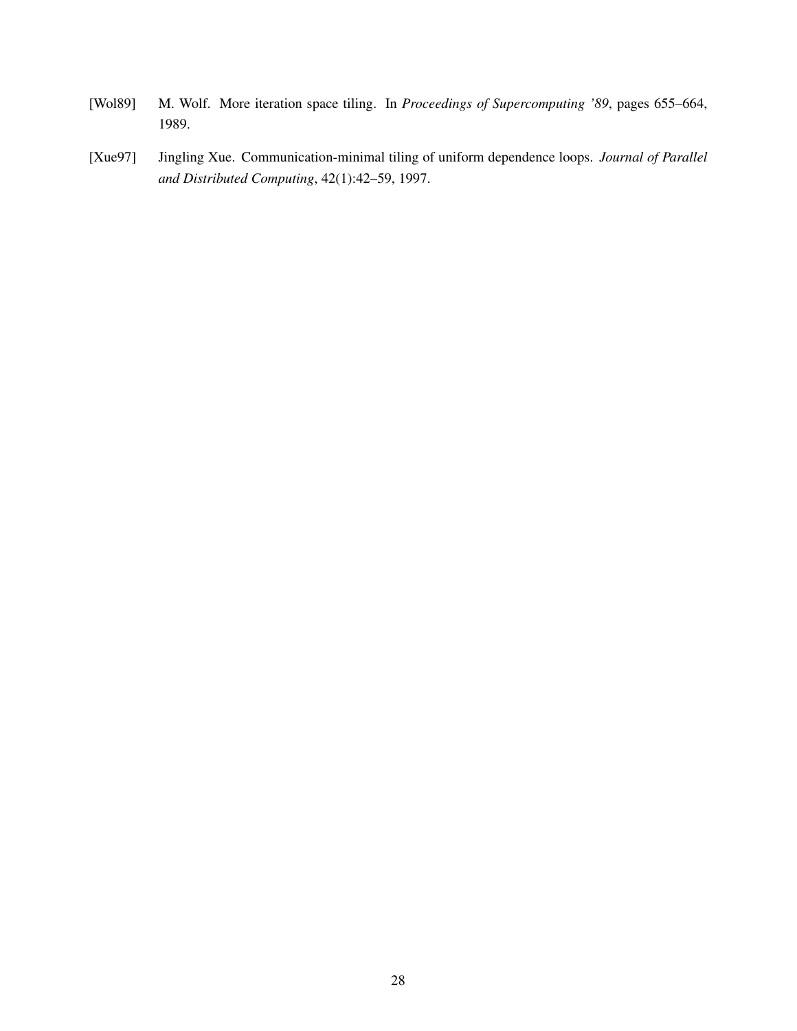[Wol89] M. Wolf. More iteration space tiling. In *Proceedings of Supercomputing '89*, pages 655–664, 1989.

[Xue97] Jingling Xue. Communication-minimal tiling of uniform dependence loops. *Journal of Parallel and Distributed Computing*, 42(1):42–59, 1997.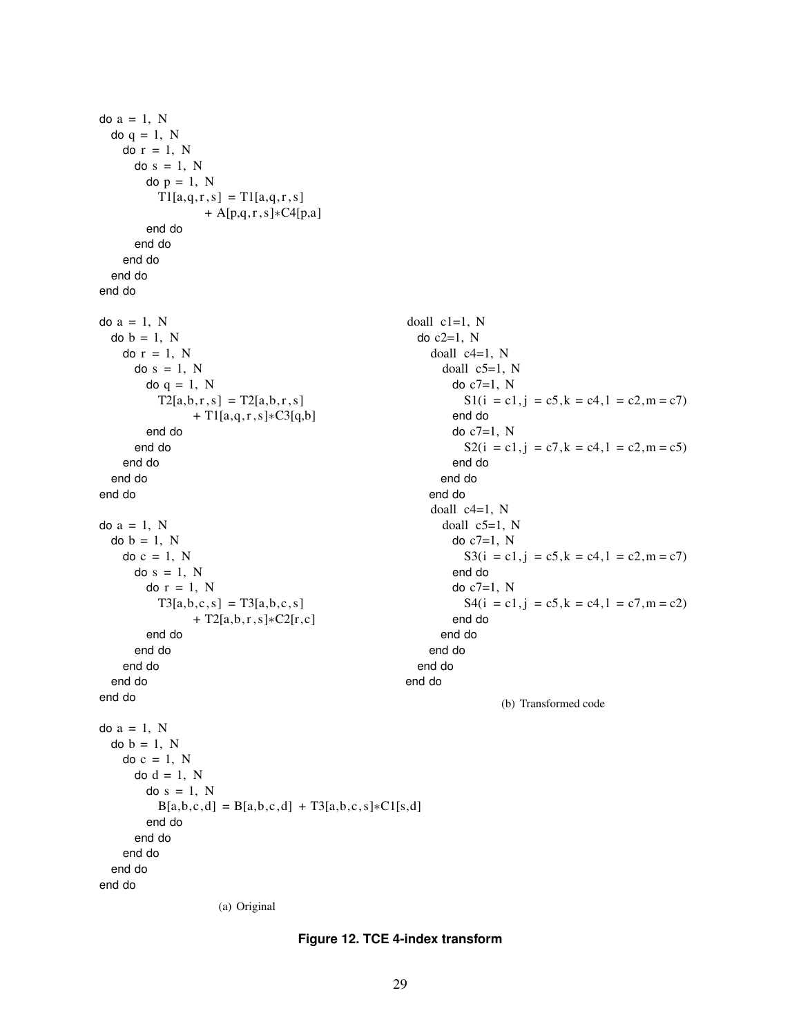```
do a = 1, N
  do q = 1, N
    do r = 1, N
      do s = 1, N
        do p = 1, N
          T1[a,q,r,s] = T1[a,q,r,s]
                   + A[p,q,r,s]*C4[p,a]
        end do
      end do
    end do
  end do
end do

do a = 1, N
  do b = 1, N
    do r = 1, N
      do s = 1, N
        do q = 1, N
          T2[a,b,r,s] = T2[a,b,r,s]
                 + T1[a,q,r,s]*C3[q,b]
        end do
      end do
    end do
  end do
end do

do a = 1, N
  do b = 1, N
    do c = 1, N
      do s = 1, N
        do r = 1, N
          T3[a,b,c,s] = T3[a,b,c,s]
                 + T2[a,b,r,s]*C2[r,c]
        end do
      end do
    end do
  end do
end do

do a = 1, N
  do b = 1, N
    do c = 1, N
      do d = 1, N
        do s = 1, N
          B[a,b,c,d] = B[a,b,c,d] + T3[a,b,c,s]*C1[s,d]
        end do
      end do
    end do
  end do
end do
```

(a) Original

```
doall c1=1, N
  do c2=1, N
    doall c4=1, N
      doall c5=1, N
        do c7=1, N
          S1(i = c1,j = c5,k = c4,l = c2,m = c7)
        end do
        do c7=1, N
          S2(i = c1,j = c7,k = c4,l = c2,m = c5)
        end do
      end do
    end do
    doall c4=1, N
      doall c5=1, N
        do c7=1, N
          S3(i = c1,j = c5,k = c4,l = c2,m = c7)
        end do
        do c7=1, N
          S4(i = c1,j = c5,k = c4,l = c7,m = c2)
        end do
      end do
    end do
  end do
end do
```

(b) Transformed code

**Figure 12. TCE 4-index transform**